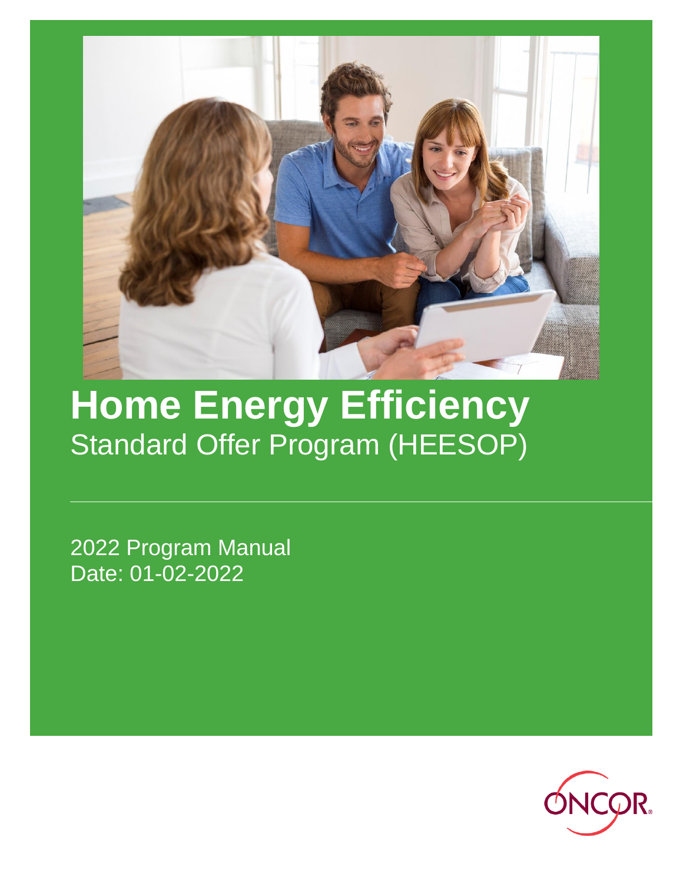# Home Energy Efficiency

Standard Offer Program (HEESOP)

2022 Program Manual

Date: 01-02-2022

ONCOR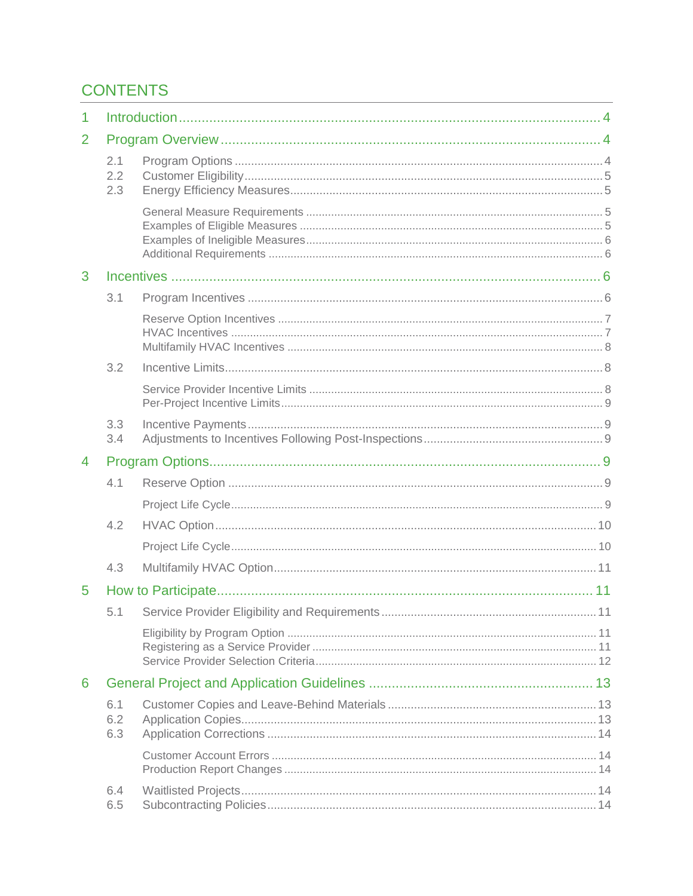# CONTENTS

- 1 Introduction ........ 4
- 2 Program Overview ........ 4
  - 2.1 Program Options ........ 4
  - 2.2 Customer Eligibility ........ 5
  - 2.3 Energy Efficiency Measures ........ 5
    - General Measure Requirements ........ 5
    - Examples of Eligible Measures ........ 5
    - Examples of Ineligible Measures ........ 6
    - Additional Requirements ........ 6
- 3 Incentives ........ 6
  - 3.1 Program Incentives ........ 6
    - Reserve Option Incentives ........ 7
    - HVAC Incentives ........ 7
    - Multifamily HVAC Incentives ........ 8
  - 3.2 Incentive Limits ........ 8
    - Service Provider Incentive Limits ........ 8
    - Per-Project Incentive Limits ........ 9
  - 3.3 Incentive Payments ........ 9
  - 3.4 Adjustments to Incentives Following Post-Inspections ........ 9
- 4 Program Options ........ 9
  - 4.1 Reserve Option ........ 9
    - Project Life Cycle ........ 9
  - 4.2 HVAC Option ........ 10
    - Project Life Cycle ........ 10
  - 4.3 Multifamily HVAC Option ........ 11
- 5 How to Participate ........ 11
  - 5.1 Service Provider Eligibility and Requirements ........ 11
    - Eligibility by Program Option ........ 11
    - Registering as a Service Provider ........ 11
    - Service Provider Selection Criteria ........ 12
- 6 General Project and Application Guidelines ........ 13
  - 6.1 Customer Copies and Leave-Behind Materials ........ 13
  - 6.2 Application Copies ........ 13
  - 6.3 Application Corrections ........ 14
    - Customer Account Errors ........ 14
    - Production Report Changes ........ 14
  - 6.4 Waitlisted Projects ........ 14
  - 6.5 Subcontracting Policies ........ 14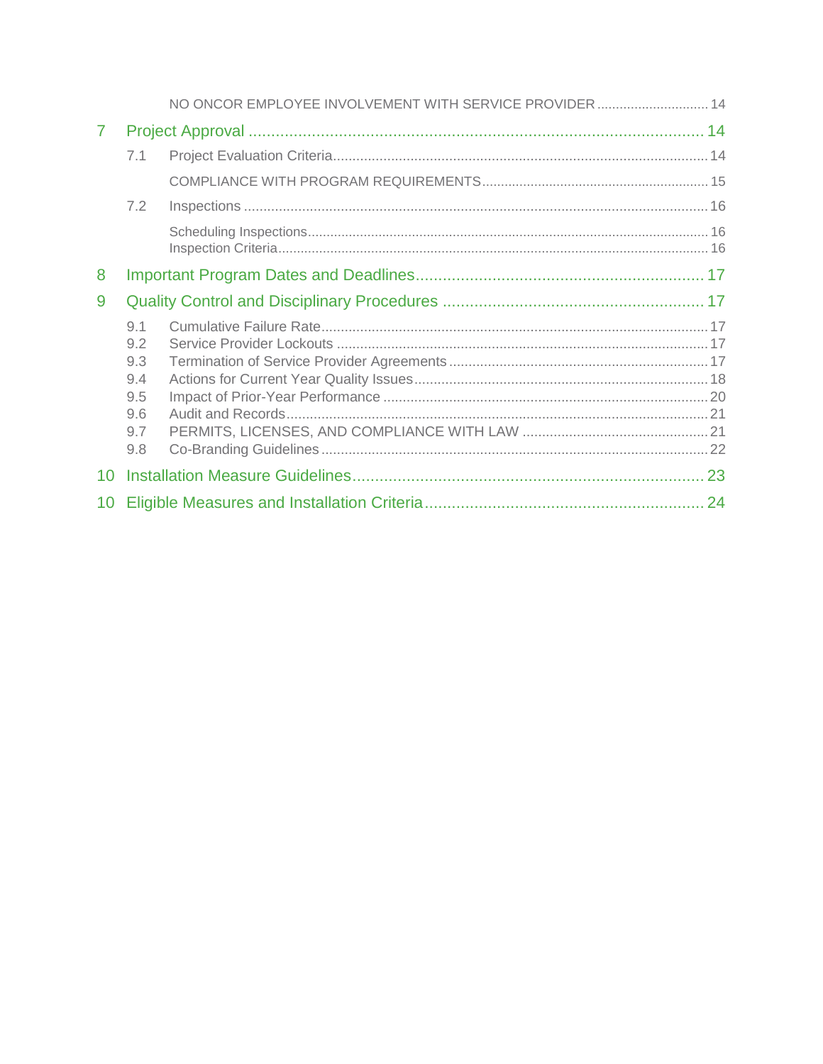NO ONCOR EMPLOYEE INVOLVEMENT WITH SERVICE PROVIDER ..... 14

7 Project Approval ..... 14

7.1 Project Evaluation Criteria ..... 14

COMPLIANCE WITH PROGRAM REQUIREMENTS ..... 15

7.2 Inspections ..... 16

Scheduling Inspections ..... 16
Inspection Criteria ..... 16

8 Important Program Dates and Deadlines ..... 17

9 Quality Control and Disciplinary Procedures ..... 17

9.1 Cumulative Failure Rate ..... 17
9.2 Service Provider Lockouts ..... 17
9.3 Termination of Service Provider Agreements ..... 17
9.4 Actions for Current Year Quality Issues ..... 18
9.5 Impact of Prior-Year Performance ..... 20
9.6 Audit and Records ..... 21
9.7 PERMITS, LICENSES, AND COMPLIANCE WITH LAW ..... 21
9.8 Co-Branding Guidelines ..... 22

10 Installation Measure Guidelines ..... 23

10 Eligible Measures and Installation Criteria ..... 24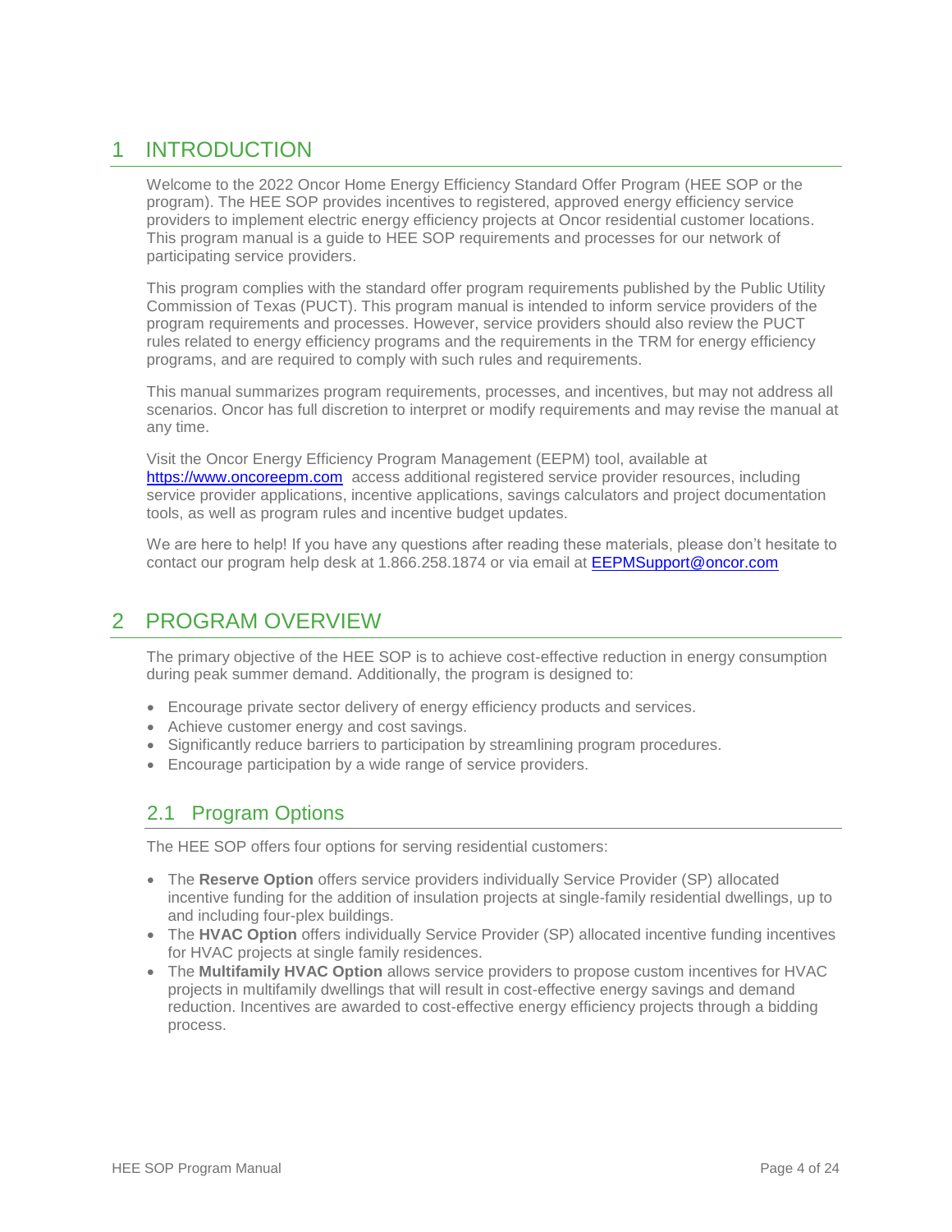# 1 INTRODUCTION

Welcome to the 2022 Oncor Home Energy Efficiency Standard Offer Program (HEE SOP or the program). The HEE SOP provides incentives to registered, approved energy efficiency service providers to implement electric energy efficiency projects at Oncor residential customer locations. This program manual is a guide to HEE SOP requirements and processes for our network of participating service providers.

This program complies with the standard offer program requirements published by the Public Utility Commission of Texas (PUCT). This program manual is intended to inform service providers of the program requirements and processes. However, service providers should also review the PUCT rules related to energy efficiency programs and the requirements in the TRM for energy efficiency programs, and are required to comply with such rules and requirements.

This manual summarizes program requirements, processes, and incentives, but may not address all scenarios. Oncor has full discretion to interpret or modify requirements and may revise the manual at any time.

Visit the Oncor Energy Efficiency Program Management (EEPM) tool, available at [https://www.oncoreepm.com](https://www.oncoreepm.com) access additional registered service provider resources, including service provider applications, incentive applications, savings calculators and project documentation tools, as well as program rules and incentive budget updates.

We are here to help! If you have any questions after reading these materials, please don't hesitate to contact our program help desk at 1.866.258.1874 or via email at [EEPMSupport@oncor.com](mailto:EEPMSupport@oncor.com)

# 2 PROGRAM OVERVIEW

The primary objective of the HEE SOP is to achieve cost-effective reduction in energy consumption during peak summer demand. Additionally, the program is designed to:

- Encourage private sector delivery of energy efficiency products and services.
- Achieve customer energy and cost savings.
- Significantly reduce barriers to participation by streamlining program procedures.
- Encourage participation by a wide range of service providers.

## 2.1 Program Options

The HEE SOP offers four options for serving residential customers:

- The **Reserve Option** offers service providers individually Service Provider (SP) allocated incentive funding for the addition of insulation projects at single-family residential dwellings, up to and including four-plex buildings.
- The **HVAC Option** offers individually Service Provider (SP) allocated incentive funding incentives for HVAC projects at single family residences.
- The **Multifamily HVAC Option** allows service providers to propose custom incentives for HVAC projects in multifamily dwellings that will result in cost-effective energy savings and demand reduction. Incentives are awarded to cost-effective energy efficiency projects through a bidding process.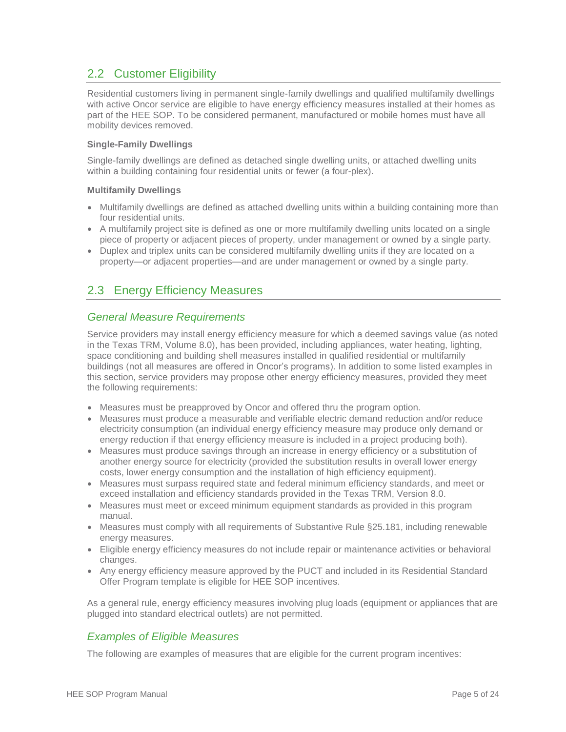## 2.2 Customer Eligibility

Residential customers living in permanent single-family dwellings and qualified multifamily dwellings with active Oncor service are eligible to have energy efficiency measures installed at their homes as part of the HEE SOP. To be considered permanent, manufactured or mobile homes must have all mobility devices removed.

**Single-Family Dwellings**

Single-family dwellings are defined as detached single dwelling units, or attached dwelling units within a building containing four residential units or fewer (a four-plex).

**Multifamily Dwellings**

- Multifamily dwellings are defined as attached dwelling units within a building containing more than four residential units.
- A multifamily project site is defined as one or more multifamily dwelling units located on a single piece of property or adjacent pieces of property, under management or owned by a single party.
- Duplex and triplex units can be considered multifamily dwelling units if they are located on a property—or adjacent properties—and are under management or owned by a single party.

## 2.3 Energy Efficiency Measures

### *General Measure Requirements*

Service providers may install energy efficiency measure for which a deemed savings value (as noted in the Texas TRM, Volume 8.0), has been provided, including appliances, water heating, lighting, space conditioning and building shell measures installed in qualified residential or multifamily buildings (not all measures are offered in Oncor's programs). In addition to some listed examples in this section, service providers may propose other energy efficiency measures, provided they meet the following requirements:

- Measures must be preapproved by Oncor and offered thru the program option.
- Measures must produce a measurable and verifiable electric demand reduction and/or reduce electricity consumption (an individual energy efficiency measure may produce only demand or energy reduction if that energy efficiency measure is included in a project producing both).
- Measures must produce savings through an increase in energy efficiency or a substitution of another energy source for electricity (provided the substitution results in overall lower energy costs, lower energy consumption and the installation of high efficiency equipment).
- Measures must surpass required state and federal minimum efficiency standards, and meet or exceed installation and efficiency standards provided in the Texas TRM, Version 8.0.
- Measures must meet or exceed minimum equipment standards as provided in this program manual.
- Measures must comply with all requirements of Substantive Rule §25.181, including renewable energy measures.
- Eligible energy efficiency measures do not include repair or maintenance activities or behavioral changes.
- Any energy efficiency measure approved by the PUCT and included in its Residential Standard Offer Program template is eligible for HEE SOP incentives.

As a general rule, energy efficiency measures involving plug loads (equipment or appliances that are plugged into standard electrical outlets) are not permitted.

### *Examples of Eligible Measures*

The following are examples of measures that are eligible for the current program incentives: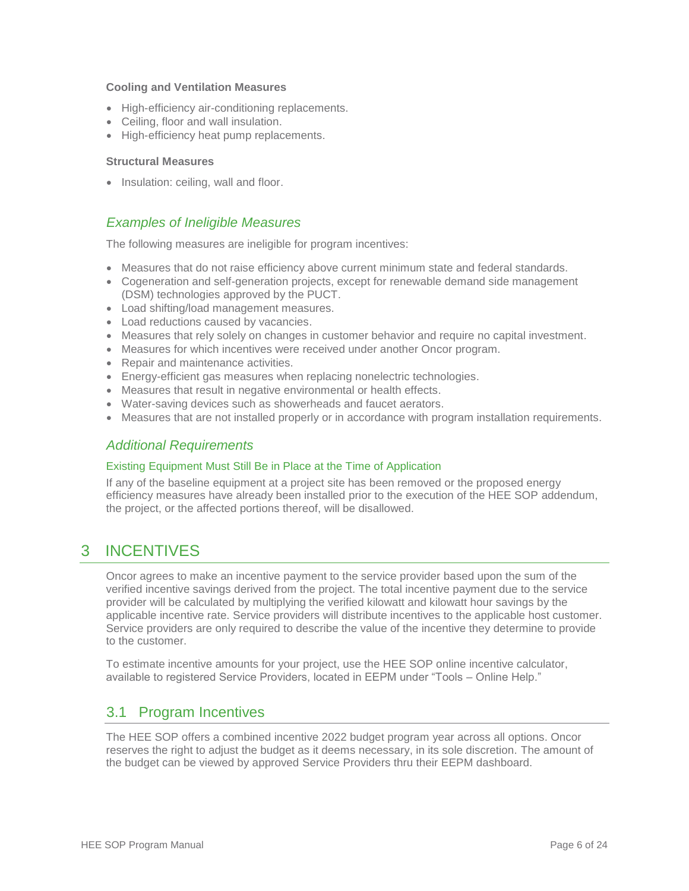**Cooling and Ventilation Measures**

- High-efficiency air-conditioning replacements.
- Ceiling, floor and wall insulation.
- High-efficiency heat pump replacements.

**Structural Measures**

- Insulation: ceiling, wall and floor.

### *Examples of Ineligible Measures*

The following measures are ineligible for program incentives:

- Measures that do not raise efficiency above current minimum state and federal standards.
- Cogeneration and self-generation projects, except for renewable demand side management (DSM) technologies approved by the PUCT.
- Load shifting/load management measures.
- Load reductions caused by vacancies.
- Measures that rely solely on changes in customer behavior and require no capital investment.
- Measures for which incentives were received under another Oncor program.
- Repair and maintenance activities.
- Energy-efficient gas measures when replacing nonelectric technologies.
- Measures that result in negative environmental or health effects.
- Water-saving devices such as showerheads and faucet aerators.
- Measures that are not installed properly or in accordance with program installation requirements.

### *Additional Requirements*

#### Existing Equipment Must Still Be in Place at the Time of Application

If any of the baseline equipment at a project site has been removed or the proposed energy efficiency measures have already been installed prior to the execution of the HEE SOP addendum, the project, or the affected portions thereof, will be disallowed.

# 3 INCENTIVES

Oncor agrees to make an incentive payment to the service provider based upon the sum of the verified incentive savings derived from the project. The total incentive payment due to the service provider will be calculated by multiplying the verified kilowatt and kilowatt hour savings by the applicable incentive rate. Service providers will distribute incentives to the applicable host customer. Service providers are only required to describe the value of the incentive they determine to provide to the customer.

To estimate incentive amounts for your project, use the HEE SOP online incentive calculator, available to registered Service Providers, located in EEPM under "Tools – Online Help."

## 3.1 Program Incentives

The HEE SOP offers a combined incentive 2022 budget program year across all options. Oncor reserves the right to adjust the budget as it deems necessary, in its sole discretion. The amount of the budget can be viewed by approved Service Providers thru their EEPM dashboard.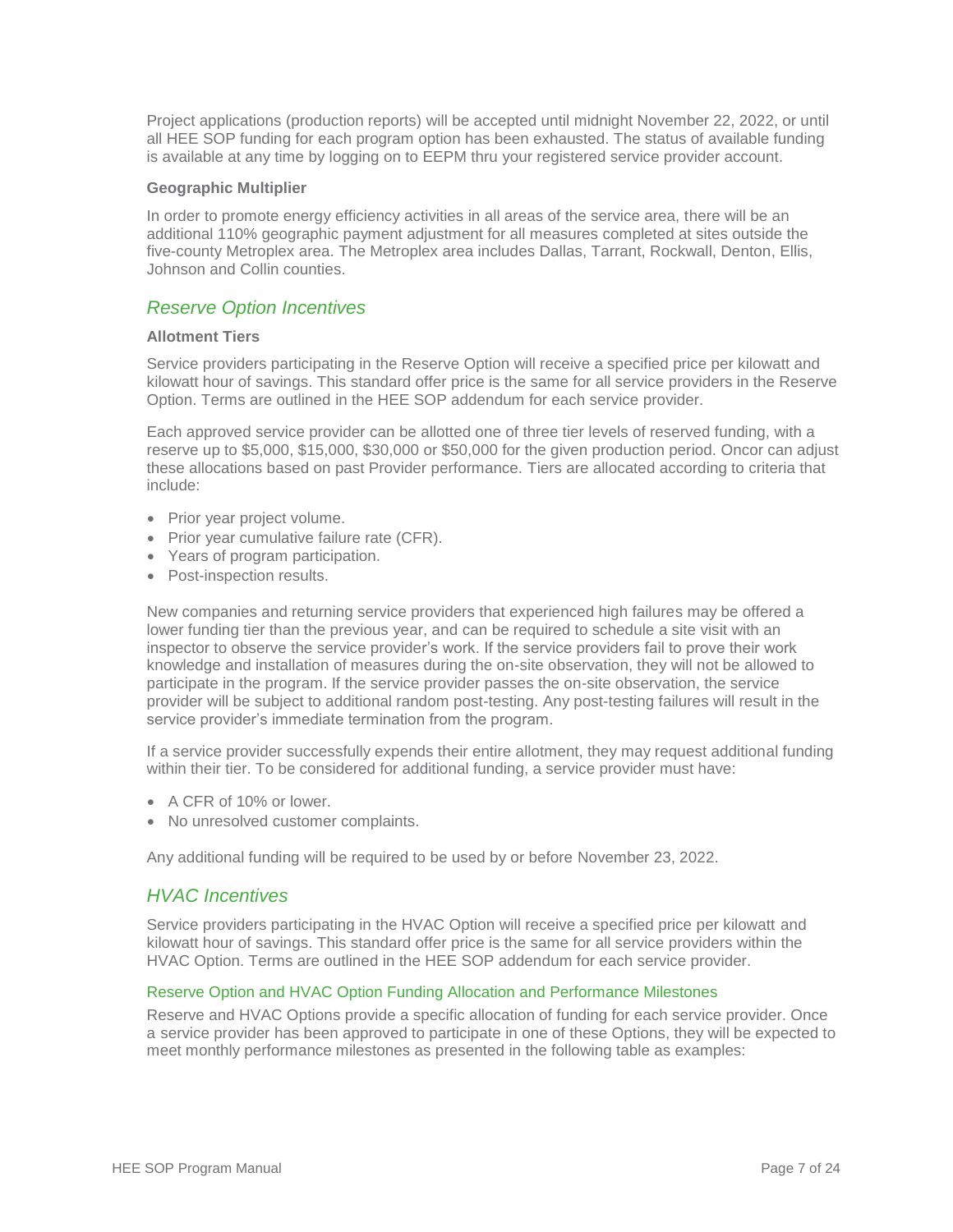Project applications (production reports) will be accepted until midnight November 22, 2022, or until all HEE SOP funding for each program option has been exhausted. The status of available funding is available at any time by logging on to EEPM thru your registered service provider account.

**Geographic Multiplier**

In order to promote energy efficiency activities in all areas of the service area, there will be an additional 110% geographic payment adjustment for all measures completed at sites outside the five-county Metroplex area. The Metroplex area includes Dallas, Tarrant, Rockwall, Denton, Ellis, Johnson and Collin counties.

## *Reserve Option Incentives*

**Allotment Tiers**

Service providers participating in the Reserve Option will receive a specified price per kilowatt and kilowatt hour of savings. This standard offer price is the same for all service providers in the Reserve Option. Terms are outlined in the HEE SOP addendum for each service provider.

Each approved service provider can be allotted one of three tier levels of reserved funding, with a reserve up to $5,000, $15,000, $30,000 or $50,000 for the given production period. Oncor can adjust these allocations based on past Provider performance. Tiers are allocated according to criteria that include:

- Prior year project volume.
- Prior year cumulative failure rate (CFR).
- Years of program participation.
- Post-inspection results.

New companies and returning service providers that experienced high failures may be offered a lower funding tier than the previous year, and can be required to schedule a site visit with an inspector to observe the service provider's work. If the service providers fail to prove their work knowledge and installation of measures during the on-site observation, they will not be allowed to participate in the program. If the service provider passes the on-site observation, the service provider will be subject to additional random post-testing. Any post-testing failures will result in the service provider's immediate termination from the program.

If a service provider successfully expends their entire allotment, they may request additional funding within their tier. To be considered for additional funding, a service provider must have:

- A CFR of 10% or lower.
- No unresolved customer complaints.

Any additional funding will be required to be used by or before November 23, 2022.

## *HVAC Incentives*

Service providers participating in the HVAC Option will receive a specified price per kilowatt and kilowatt hour of savings. This standard offer price is the same for all service providers within the HVAC Option. Terms are outlined in the HEE SOP addendum for each service provider.

### Reserve Option and HVAC Option Funding Allocation and Performance Milestones

Reserve and HVAC Options provide a specific allocation of funding for each service provider. Once a service provider has been approved to participate in one of these Options, they will be expected to meet monthly performance milestones as presented in the following table as examples: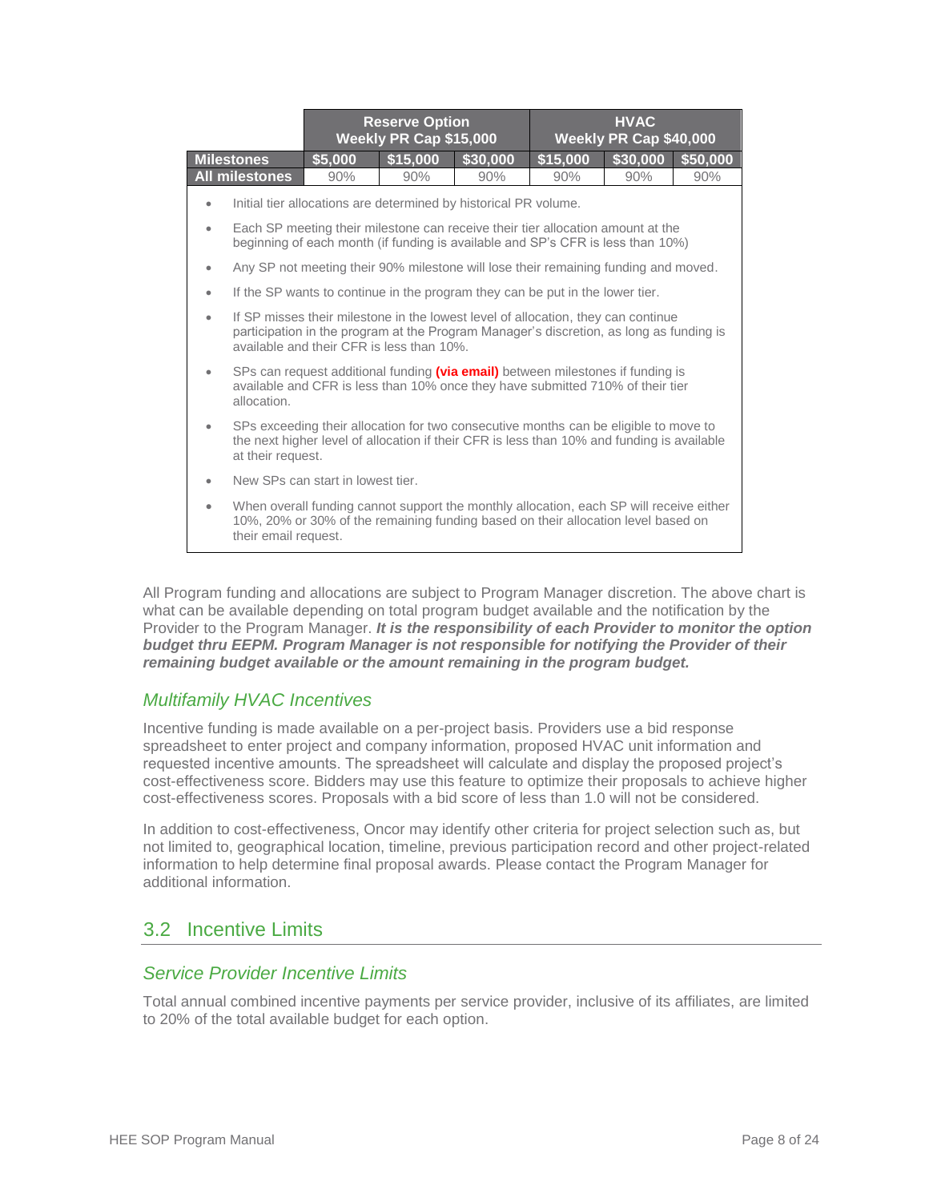| | Reserve Option Weekly PR Cap $15,000 | | | HVAC Weekly PR Cap $40,000 | | |
|---|---|---|---|---|---|---|
| **Milestones** | **$5,000** | **$15,000** | **$30,000** | **$15,000** | **$30,000** | **$50,000** |
| **All milestones** | 90% | 90% | 90% | 90% | 90% | 90% |

- Initial tier allocations are determined by historical PR volume.
- Each SP meeting their milestone can receive their tier allocation amount at the beginning of each month (if funding is available and SP's CFR is less than 10%)
- Any SP not meeting their 90% milestone will lose their remaining funding and moved.
- If the SP wants to continue in the program they can be put in the lower tier.
- If SP misses their milestone in the lowest level of allocation, they can continue participation in the program at the Program Manager's discretion, as long as funding is available and their CFR is less than 10%.
- SPs can request additional funding **(via email)** between milestones if funding is available and CFR is less than 10% once they have submitted 710% of their tier allocation.
- SPs exceeding their allocation for two consecutive months can be eligible to move to the next higher level of allocation if their CFR is less than 10% and funding is available at their request.
- New SPs can start in lowest tier.
- When overall funding cannot support the monthly allocation, each SP will receive either 10%, 20% or 30% of the remaining funding based on their allocation level based on their email request.

All Program funding and allocations are subject to Program Manager discretion. The above chart is what can be available depending on total program budget available and the notification by the Provider to the Program Manager. ***It is the responsibility of each Provider to monitor the option budget thru EEPM. Program Manager is not responsible for notifying the Provider of their remaining budget available or the amount remaining in the program budget.***

### *Multifamily HVAC Incentives*

Incentive funding is made available on a per-project basis. Providers use a bid response spreadsheet to enter project and company information, proposed HVAC unit information and requested incentive amounts. The spreadsheet will calculate and display the proposed project's cost-effectiveness score. Bidders may use this feature to optimize their proposals to achieve higher cost-effectiveness scores. Proposals with a bid score of less than 1.0 will not be considered.

In addition to cost-effectiveness, Oncor may identify other criteria for project selection such as, but not limited to, geographical location, timeline, previous participation record and other project-related information to help determine final proposal awards. Please contact the Program Manager for additional information.

## 3.2 Incentive Limits

### *Service Provider Incentive Limits*

Total annual combined incentive payments per service provider, inclusive of its affiliates, are limited to 20% of the total available budget for each option.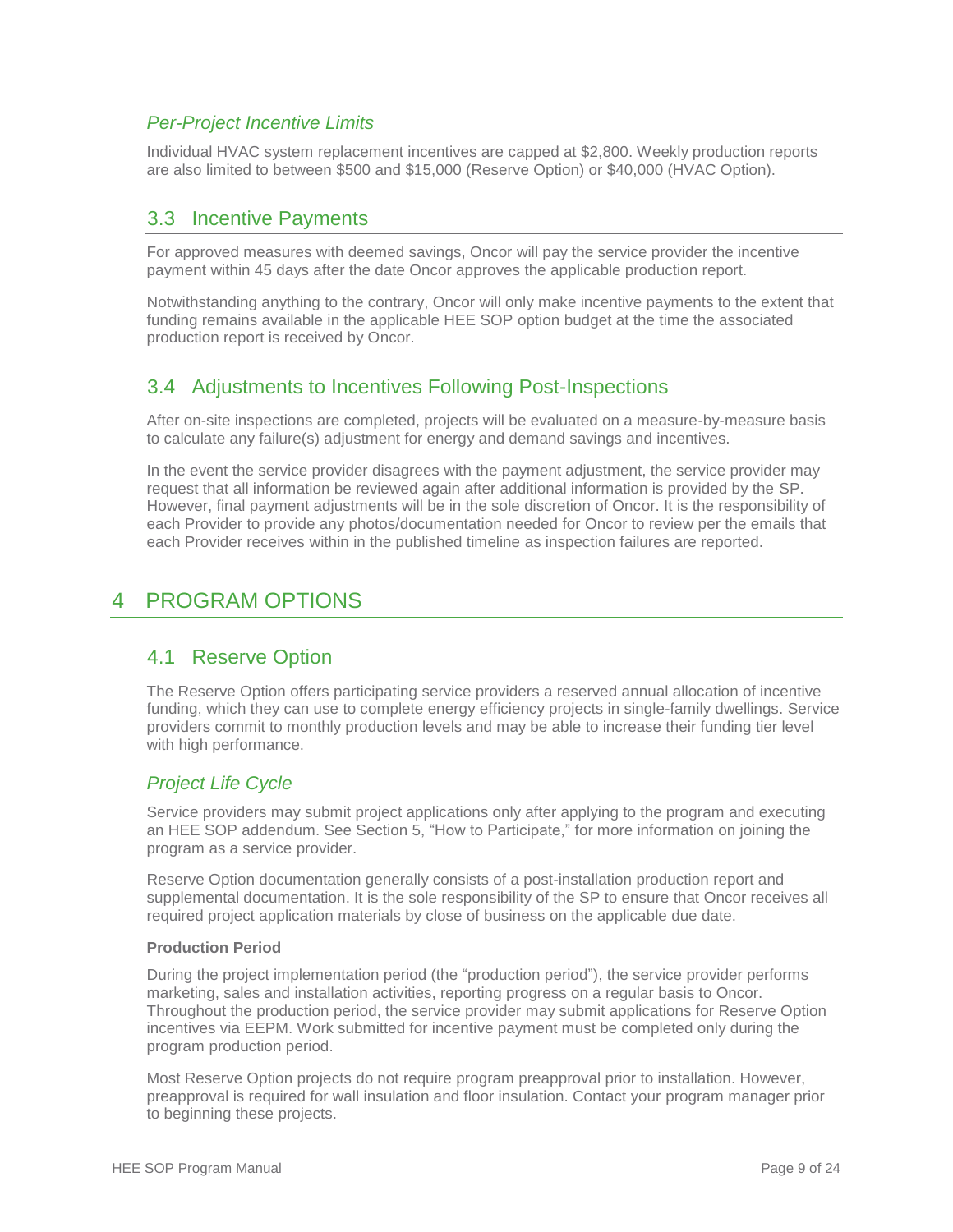### *Per-Project Incentive Limits*

Individual HVAC system replacement incentives are capped at $2,800. Weekly production reports are also limited to between $500 and $15,000 (Reserve Option) or $40,000 (HVAC Option).

## 3.3 Incentive Payments

For approved measures with deemed savings, Oncor will pay the service provider the incentive payment within 45 days after the date Oncor approves the applicable production report.

Notwithstanding anything to the contrary, Oncor will only make incentive payments to the extent that funding remains available in the applicable HEE SOP option budget at the time the associated production report is received by Oncor.

## 3.4 Adjustments to Incentives Following Post-Inspections

After on-site inspections are completed, projects will be evaluated on a measure-by-measure basis to calculate any failure(s) adjustment for energy and demand savings and incentives.

In the event the service provider disagrees with the payment adjustment, the service provider may request that all information be reviewed again after additional information is provided by the SP. However, final payment adjustments will be in the sole discretion of Oncor. It is the responsibility of each Provider to provide any photos/documentation needed for Oncor to review per the emails that each Provider receives within in the published timeline as inspection failures are reported.

# 4 PROGRAM OPTIONS

## 4.1 Reserve Option

The Reserve Option offers participating service providers a reserved annual allocation of incentive funding, which they can use to complete energy efficiency projects in single-family dwellings. Service providers commit to monthly production levels and may be able to increase their funding tier level with high performance.

### *Project Life Cycle*

Service providers may submit project applications only after applying to the program and executing an HEE SOP addendum. See Section 5, "How to Participate," for more information on joining the program as a service provider.

Reserve Option documentation generally consists of a post-installation production report and supplemental documentation. It is the sole responsibility of the SP to ensure that Oncor receives all required project application materials by close of business on the applicable due date.

**Production Period**

During the project implementation period (the "production period"), the service provider performs marketing, sales and installation activities, reporting progress on a regular basis to Oncor. Throughout the production period, the service provider may submit applications for Reserve Option incentives via EEPM. Work submitted for incentive payment must be completed only during the program production period.

Most Reserve Option projects do not require program preapproval prior to installation. However, preapproval is required for wall insulation and floor insulation. Contact your program manager prior to beginning these projects.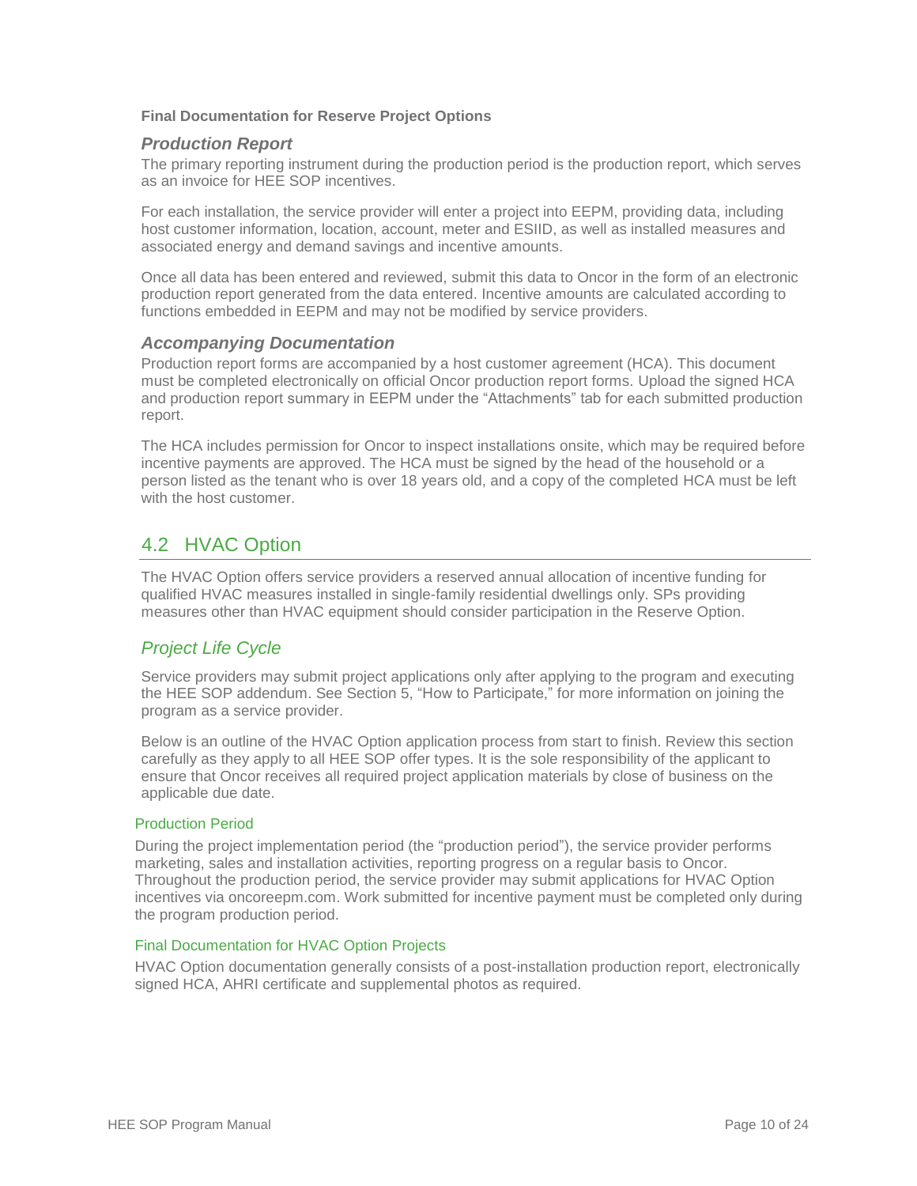**Final Documentation for Reserve Project Options**

### *Production Report*

The primary reporting instrument during the production period is the production report, which serves as an invoice for HEE SOP incentives.

For each installation, the service provider will enter a project into EEPM, providing data, including host customer information, location, account, meter and ESIID, as well as installed measures and associated energy and demand savings and incentive amounts.

Once all data has been entered and reviewed, submit this data to Oncor in the form of an electronic production report generated from the data entered. Incentive amounts are calculated according to functions embedded in EEPM and may not be modified by service providers.

### *Accompanying Documentation*

Production report forms are accompanied by a host customer agreement (HCA). This document must be completed electronically on official Oncor production report forms. Upload the signed HCA and production report summary in EEPM under the "Attachments" tab for each submitted production report.

The HCA includes permission for Oncor to inspect installations onsite, which may be required before incentive payments are approved. The HCA must be signed by the head of the household or a person listed as the tenant who is over 18 years old, and a copy of the completed HCA must be left with the host customer.

## 4.2 HVAC Option

The HVAC Option offers service providers a reserved annual allocation of incentive funding for qualified HVAC measures installed in single-family residential dwellings only. SPs providing measures other than HVAC equipment should consider participation in the Reserve Option.

### *Project Life Cycle*

Service providers may submit project applications only after applying to the program and executing the HEE SOP addendum. See Section 5, "How to Participate," for more information on joining the program as a service provider.

Below is an outline of the HVAC Option application process from start to finish. Review this section carefully as they apply to all HEE SOP offer types. It is the sole responsibility of the applicant to ensure that Oncor receives all required project application materials by close of business on the applicable due date.

#### Production Period

During the project implementation period (the "production period"), the service provider performs marketing, sales and installation activities, reporting progress on a regular basis to Oncor. Throughout the production period, the service provider may submit applications for HVAC Option incentives via oncoreepm.com. Work submitted for incentive payment must be completed only during the program production period.

#### Final Documentation for HVAC Option Projects

HVAC Option documentation generally consists of a post-installation production report, electronically signed HCA, AHRI certificate and supplemental photos as required.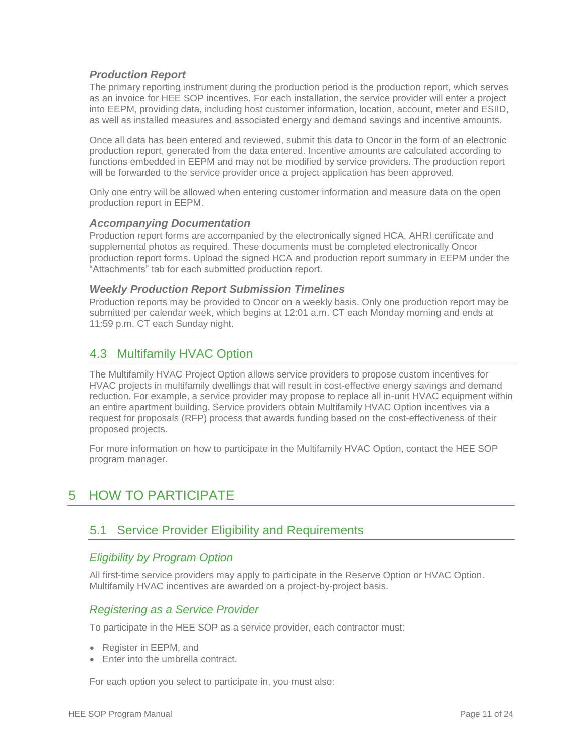### *Production Report*

The primary reporting instrument during the production period is the production report, which serves as an invoice for HEE SOP incentives. For each installation, the service provider will enter a project into EEPM, providing data, including host customer information, location, account, meter and ESIID, as well as installed measures and associated energy and demand savings and incentive amounts.

Once all data has been entered and reviewed, submit this data to Oncor in the form of an electronic production report, generated from the data entered. Incentive amounts are calculated according to functions embedded in EEPM and may not be modified by service providers. The production report will be forwarded to the service provider once a project application has been approved.

Only one entry will be allowed when entering customer information and measure data on the open production report in EEPM.

### *Accompanying Documentation*

Production report forms are accompanied by the electronically signed HCA, AHRI certificate and supplemental photos as required. These documents must be completed electronically Oncor production report forms. Upload the signed HCA and production report summary in EEPM under the "Attachments" tab for each submitted production report.

### *Weekly Production Report Submission Timelines*

Production reports may be provided to Oncor on a weekly basis. Only one production report may be submitted per calendar week, which begins at 12:01 a.m. CT each Monday morning and ends at 11:59 p.m. CT each Sunday night.

## 4.3 Multifamily HVAC Option

The Multifamily HVAC Project Option allows service providers to propose custom incentives for HVAC projects in multifamily dwellings that will result in cost-effective energy savings and demand reduction. For example, a service provider may propose to replace all in-unit HVAC equipment within an entire apartment building. Service providers obtain Multifamily HVAC Option incentives via a request for proposals (RFP) process that awards funding based on the cost-effectiveness of their proposed projects.

For more information on how to participate in the Multifamily HVAC Option, contact the HEE SOP program manager.

# 5 HOW TO PARTICIPATE

## 5.1 Service Provider Eligibility and Requirements

### *Eligibility by Program Option*

All first-time service providers may apply to participate in the Reserve Option or HVAC Option. Multifamily HVAC incentives are awarded on a project-by-project basis.

### *Registering as a Service Provider*

To participate in the HEE SOP as a service provider, each contractor must:

- Register in EEPM, and
- Enter into the umbrella contract.

For each option you select to participate in, you must also: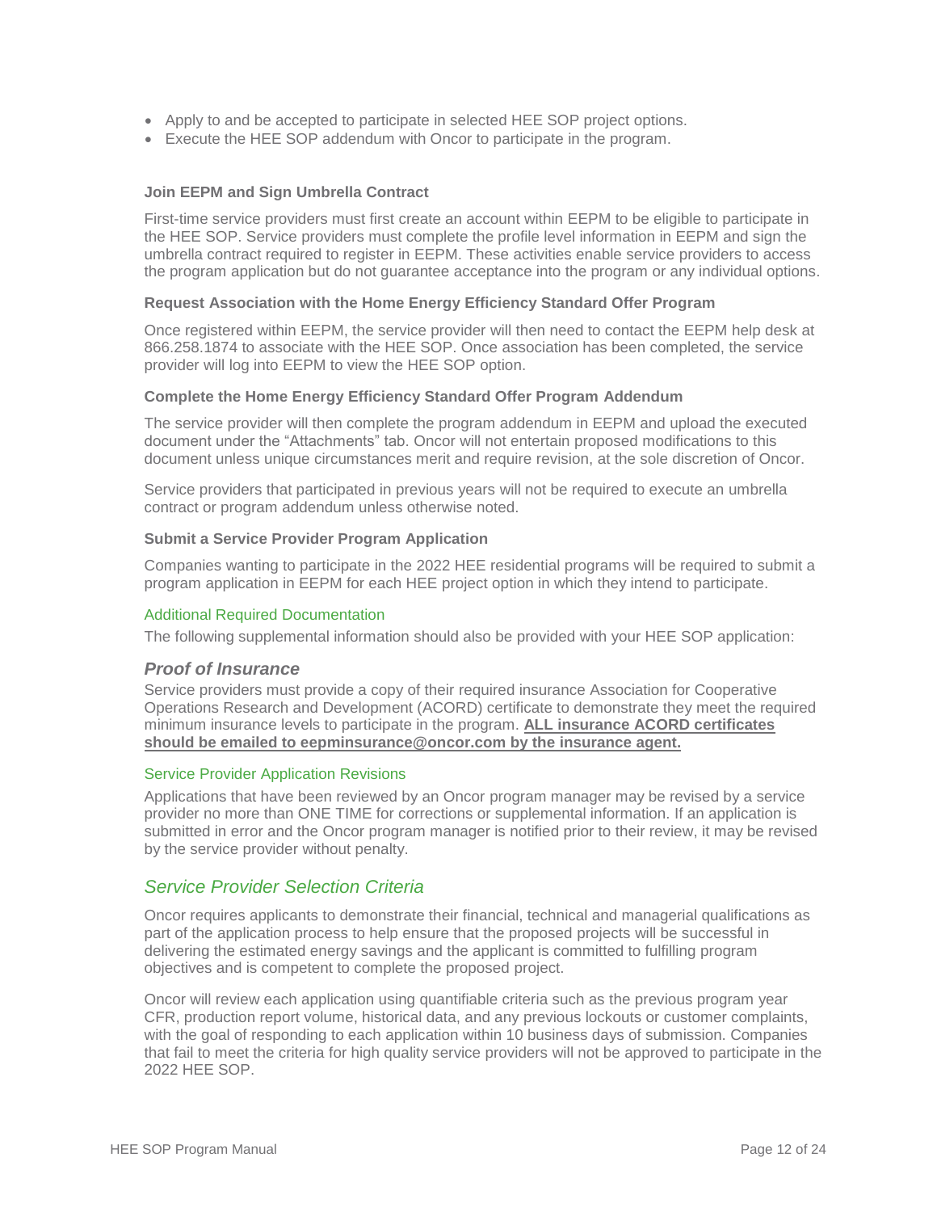- Apply to and be accepted to participate in selected HEE SOP project options.
- Execute the HEE SOP addendum with Oncor to participate in the program.

#### Join EEPM and Sign Umbrella Contract

First-time service providers must first create an account within EEPM to be eligible to participate in the HEE SOP. Service providers must complete the profile level information in EEPM and sign the umbrella contract required to register in EEPM. These activities enable service providers to access the program application but do not guarantee acceptance into the program or any individual options.

#### Request Association with the Home Energy Efficiency Standard Offer Program

Once registered within EEPM, the service provider will then need to contact the EEPM help desk at 866.258.1874 to associate with the HEE SOP. Once association has been completed, the service provider will log into EEPM to view the HEE SOP option.

#### Complete the Home Energy Efficiency Standard Offer Program Addendum

The service provider will then complete the program addendum in EEPM and upload the executed document under the "Attachments" tab. Oncor will not entertain proposed modifications to this document unless unique circumstances merit and require revision, at the sole discretion of Oncor.

Service providers that participated in previous years will not be required to execute an umbrella contract or program addendum unless otherwise noted.

#### Submit a Service Provider Program Application

Companies wanting to participate in the 2022 HEE residential programs will be required to submit a program application in EEPM for each HEE project option in which they intend to participate.

#### Additional Required Documentation

The following supplemental information should also be provided with your HEE SOP application:

### *Proof of Insurance*

Service providers must provide a copy of their required insurance Association for Cooperative Operations Research and Development (ACORD) certificate to demonstrate they meet the required minimum insurance levels to participate in the program. **ALL insurance ACORD certificates should be emailed to eepminsurance@oncor.com by the insurance agent.**

#### Service Provider Application Revisions

Applications that have been reviewed by an Oncor program manager may be revised by a service provider no more than ONE TIME for corrections or supplemental information. If an application is submitted in error and the Oncor program manager is notified prior to their review, it may be revised by the service provider without penalty.

## *Service Provider Selection Criteria*

Oncor requires applicants to demonstrate their financial, technical and managerial qualifications as part of the application process to help ensure that the proposed projects will be successful in delivering the estimated energy savings and the applicant is committed to fulfilling program objectives and is competent to complete the proposed project.

Oncor will review each application using quantifiable criteria such as the previous program year CFR, production report volume, historical data, and any previous lockouts or customer complaints, with the goal of responding to each application within 10 business days of submission. Companies that fail to meet the criteria for high quality service providers will not be approved to participate in the 2022 HEE SOP.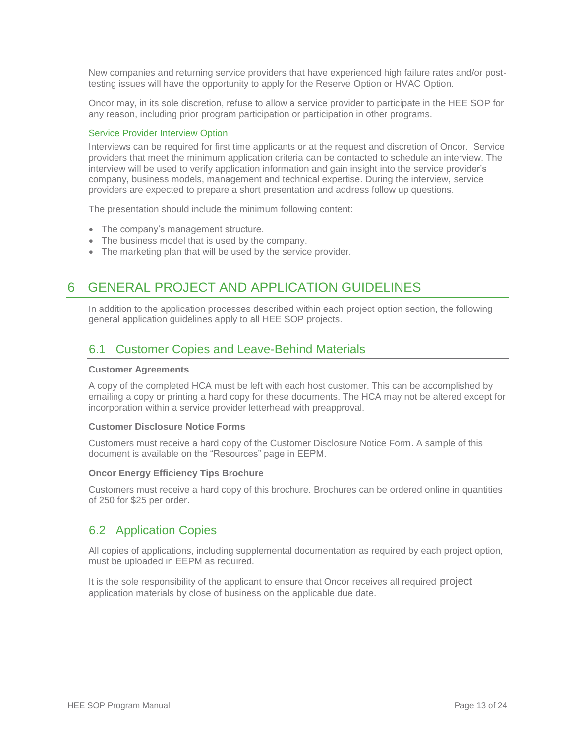New companies and returning service providers that have experienced high failure rates and/or post-testing issues will have the opportunity to apply for the Reserve Option or HVAC Option.

Oncor may, in its sole discretion, refuse to allow a service provider to participate in the HEE SOP for any reason, including prior program participation or participation in other programs.

#### Service Provider Interview Option

Interviews can be required for first time applicants or at the request and discretion of Oncor. Service providers that meet the minimum application criteria can be contacted to schedule an interview. The interview will be used to verify application information and gain insight into the service provider's company, business models, management and technical expertise. During the interview, service providers are expected to prepare a short presentation and address follow up questions.

The presentation should include the minimum following content:

- The company's management structure.
- The business model that is used by the company.
- The marketing plan that will be used by the service provider.

# 6 GENERAL PROJECT AND APPLICATION GUIDELINES

In addition to the application processes described within each project option section, the following general application guidelines apply to all HEE SOP projects.

## 6.1 Customer Copies and Leave-Behind Materials

**Customer Agreements**

A copy of the completed HCA must be left with each host customer. This can be accomplished by emailing a copy or printing a hard copy for these documents. The HCA may not be altered except for incorporation within a service provider letterhead with preapproval.

**Customer Disclosure Notice Forms**

Customers must receive a hard copy of the Customer Disclosure Notice Form. A sample of this document is available on the "Resources" page in EEPM.

**Oncor Energy Efficiency Tips Brochure**

Customers must receive a hard copy of this brochure. Brochures can be ordered online in quantities of 250 for $25 per order.

## 6.2 Application Copies

All copies of applications, including supplemental documentation as required by each project option, must be uploaded in EEPM as required.

It is the sole responsibility of the applicant to ensure that Oncor receives all required project application materials by close of business on the applicable due date.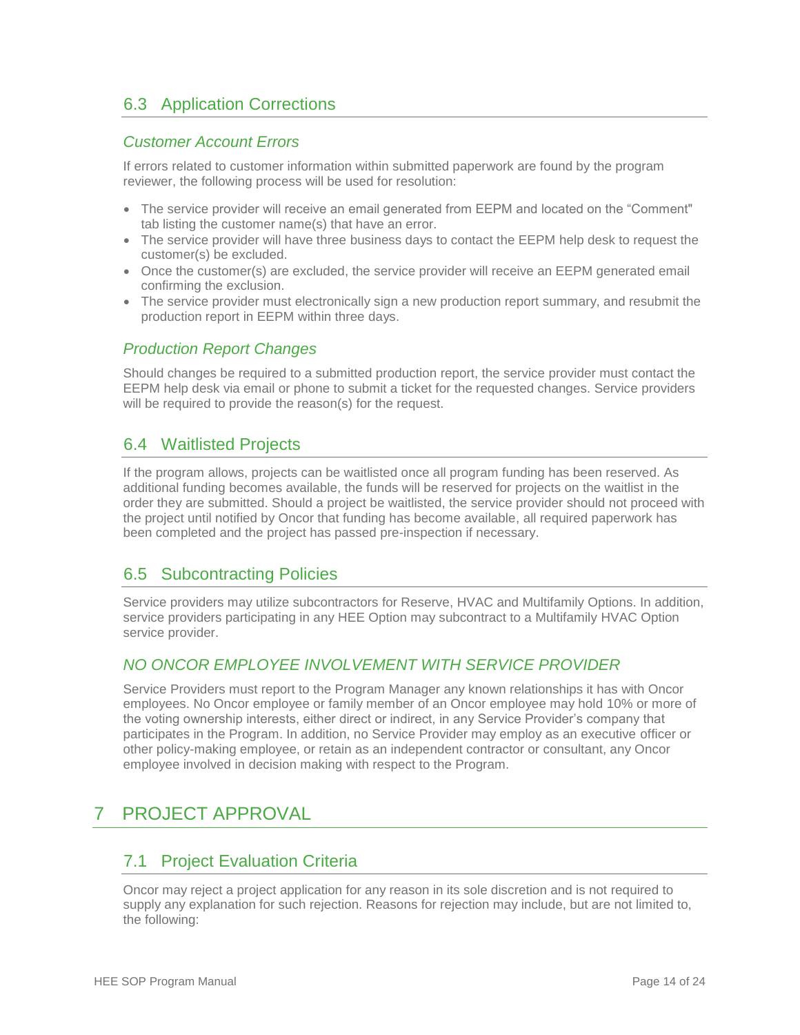## 6.3 Application Corrections

### *Customer Account Errors*

If errors related to customer information within submitted paperwork are found by the program reviewer, the following process will be used for resolution:

- The service provider will receive an email generated from EEPM and located on the "Comment" tab listing the customer name(s) that have an error.
- The service provider will have three business days to contact the EEPM help desk to request the customer(s) be excluded.
- Once the customer(s) are excluded, the service provider will receive an EEPM generated email confirming the exclusion.
- The service provider must electronically sign a new production report summary, and resubmit the production report in EEPM within three days.

### *Production Report Changes*

Should changes be required to a submitted production report, the service provider must contact the EEPM help desk via email or phone to submit a ticket for the requested changes. Service providers will be required to provide the reason(s) for the request.

## 6.4 Waitlisted Projects

If the program allows, projects can be waitlisted once all program funding has been reserved. As additional funding becomes available, the funds will be reserved for projects on the waitlist in the order they are submitted. Should a project be waitlisted, the service provider should not proceed with the project until notified by Oncor that funding has become available, all required paperwork has been completed and the project has passed pre-inspection if necessary.

## 6.5 Subcontracting Policies

Service providers may utilize subcontractors for Reserve, HVAC and Multifamily Options. In addition, service providers participating in any HEE Option may subcontract to a Multifamily HVAC Option service provider.

### *NO ONCOR EMPLOYEE INVOLVEMENT WITH SERVICE PROVIDER*

Service Providers must report to the Program Manager any known relationships it has with Oncor employees. No Oncor employee or family member of an Oncor employee may hold 10% or more of the voting ownership interests, either direct or indirect, in any Service Provider's company that participates in the Program. In addition, no Service Provider may employ as an executive officer or other policy-making employee, or retain as an independent contractor or consultant, any Oncor employee involved in decision making with respect to the Program.

# 7 PROJECT APPROVAL

## 7.1 Project Evaluation Criteria

Oncor may reject a project application for any reason in its sole discretion and is not required to supply any explanation for such rejection. Reasons for rejection may include, but are not limited to, the following: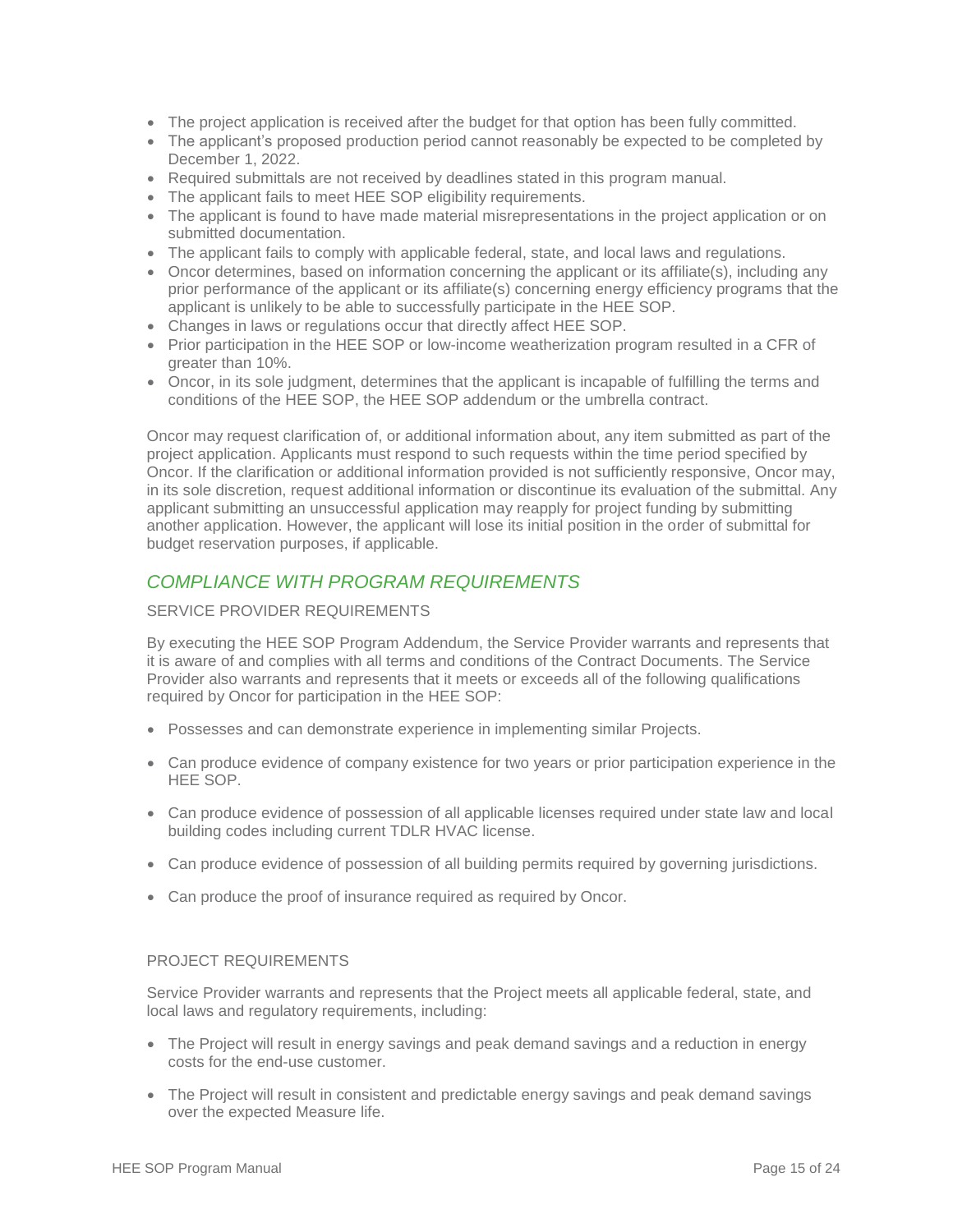- The project application is received after the budget for that option has been fully committed.
- The applicant's proposed production period cannot reasonably be expected to be completed by December 1, 2022.
- Required submittals are not received by deadlines stated in this program manual.
- The applicant fails to meet HEE SOP eligibility requirements.
- The applicant is found to have made material misrepresentations in the project application or on submitted documentation.
- The applicant fails to comply with applicable federal, state, and local laws and regulations.
- Oncor determines, based on information concerning the applicant or its affiliate(s), including any prior performance of the applicant or its affiliate(s) concerning energy efficiency programs that the applicant is unlikely to be able to successfully participate in the HEE SOP.
- Changes in laws or regulations occur that directly affect HEE SOP.
- Prior participation in the HEE SOP or low-income weatherization program resulted in a CFR of greater than 10%.
- Oncor, in its sole judgment, determines that the applicant is incapable of fulfilling the terms and conditions of the HEE SOP, the HEE SOP addendum or the umbrella contract.

Oncor may request clarification of, or additional information about, any item submitted as part of the project application. Applicants must respond to such requests within the time period specified by Oncor. If the clarification or additional information provided is not sufficiently responsive, Oncor may, in its sole discretion, request additional information or discontinue its evaluation of the submittal. Any applicant submitting an unsuccessful application may reapply for project funding by submitting another application. However, the applicant will lose its initial position in the order of submittal for budget reservation purposes, if applicable.

## *COMPLIANCE WITH PROGRAM REQUIREMENTS*

### SERVICE PROVIDER REQUIREMENTS

By executing the HEE SOP Program Addendum, the Service Provider warrants and represents that it is aware of and complies with all terms and conditions of the Contract Documents. The Service Provider also warrants and represents that it meets or exceeds all of the following qualifications required by Oncor for participation in the HEE SOP:

- Possesses and can demonstrate experience in implementing similar Projects.
- Can produce evidence of company existence for two years or prior participation experience in the HEE SOP.
- Can produce evidence of possession of all applicable licenses required under state law and local building codes including current TDLR HVAC license.
- Can produce evidence of possession of all building permits required by governing jurisdictions.
- Can produce the proof of insurance required as required by Oncor.

### PROJECT REQUIREMENTS

Service Provider warrants and represents that the Project meets all applicable federal, state, and local laws and regulatory requirements, including:

- The Project will result in energy savings and peak demand savings and a reduction in energy costs for the end-use customer.
- The Project will result in consistent and predictable energy savings and peak demand savings over the expected Measure life.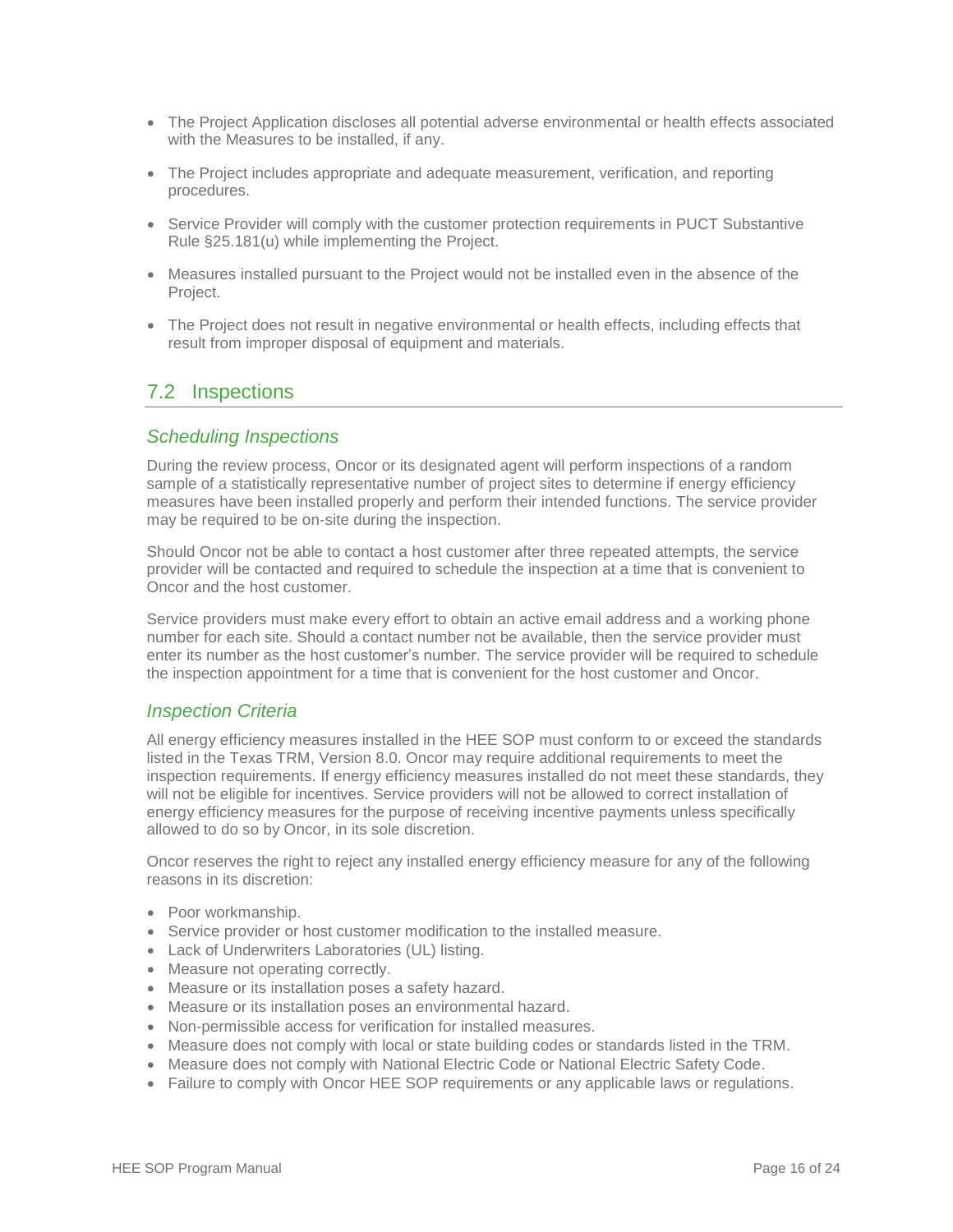- The Project Application discloses all potential adverse environmental or health effects associated with the Measures to be installed, if any.
- The Project includes appropriate and adequate measurement, verification, and reporting procedures.
- Service Provider will comply with the customer protection requirements in PUCT Substantive Rule §25.181(u) while implementing the Project.
- Measures installed pursuant to the Project would not be installed even in the absence of the Project.
- The Project does not result in negative environmental or health effects, including effects that result from improper disposal of equipment and materials.

## 7.2 Inspections

### *Scheduling Inspections*

During the review process, Oncor or its designated agent will perform inspections of a random sample of a statistically representative number of project sites to determine if energy efficiency measures have been installed properly and perform their intended functions. The service provider may be required to be on-site during the inspection.

Should Oncor not be able to contact a host customer after three repeated attempts, the service provider will be contacted and required to schedule the inspection at a time that is convenient to Oncor and the host customer.

Service providers must make every effort to obtain an active email address and a working phone number for each site. Should a contact number not be available, then the service provider must enter its number as the host customer's number. The service provider will be required to schedule the inspection appointment for a time that is convenient for the host customer and Oncor.

### *Inspection Criteria*

All energy efficiency measures installed in the HEE SOP must conform to or exceed the standards listed in the Texas TRM, Version 8.0. Oncor may require additional requirements to meet the inspection requirements. If energy efficiency measures installed do not meet these standards, they will not be eligible for incentives. Service providers will not be allowed to correct installation of energy efficiency measures for the purpose of receiving incentive payments unless specifically allowed to do so by Oncor, in its sole discretion.

Oncor reserves the right to reject any installed energy efficiency measure for any of the following reasons in its discretion:

- Poor workmanship.
- Service provider or host customer modification to the installed measure.
- Lack of Underwriters Laboratories (UL) listing.
- Measure not operating correctly.
- Measure or its installation poses a safety hazard.
- Measure or its installation poses an environmental hazard.
- Non-permissible access for verification for installed measures.
- Measure does not comply with local or state building codes or standards listed in the TRM.
- Measure does not comply with National Electric Code or National Electric Safety Code.
- Failure to comply with Oncor HEE SOP requirements or any applicable laws or regulations.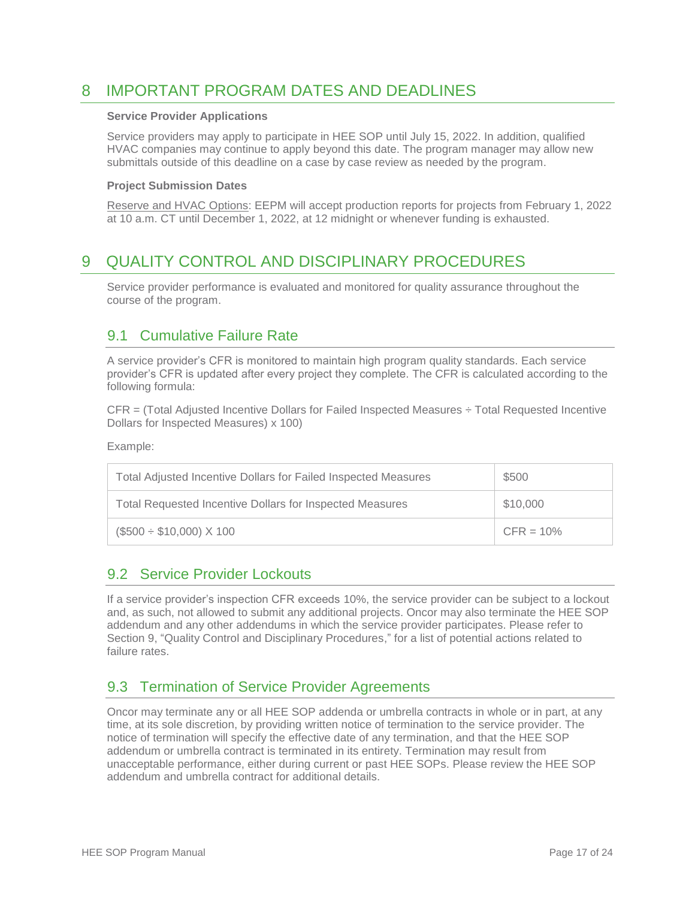# 8 IMPORTANT PROGRAM DATES AND DEADLINES

**Service Provider Applications**

Service providers may apply to participate in HEE SOP until July 15, 2022. In addition, qualified HVAC companies may continue to apply beyond this date. The program manager may allow new submittals outside of this deadline on a case by case review as needed by the program.

**Project Submission Dates**

Reserve and HVAC Options: EEPM will accept production reports for projects from February 1, 2022 at 10 a.m. CT until December 1, 2022, at 12 midnight or whenever funding is exhausted.

# 9 QUALITY CONTROL AND DISCIPLINARY PROCEDURES

Service provider performance is evaluated and monitored for quality assurance throughout the course of the program.

## 9.1 Cumulative Failure Rate

A service provider's CFR is monitored to maintain high program quality standards. Each service provider's CFR is updated after every project they complete. The CFR is calculated according to the following formula:

CFR = (Total Adjusted Incentive Dollars for Failed Inspected Measures ÷ Total Requested Incentive Dollars for Inspected Measures) x 100)

Example:

| | |
|---|---|
| Total Adjusted Incentive Dollars for Failed Inspected Measures | $500 |
| Total Requested Incentive Dollars for Inspected Measures | $10,000 |
| ($500 ÷ $10,000) X 100 | CFR = 10% |

## 9.2 Service Provider Lockouts

If a service provider's inspection CFR exceeds 10%, the service provider can be subject to a lockout and, as such, not allowed to submit any additional projects. Oncor may also terminate the HEE SOP addendum and any other addendums in which the service provider participates. Please refer to Section 9, "Quality Control and Disciplinary Procedures," for a list of potential actions related to failure rates.

## 9.3 Termination of Service Provider Agreements

Oncor may terminate any or all HEE SOP addenda or umbrella contracts in whole or in part, at any time, at its sole discretion, by providing written notice of termination to the service provider. The notice of termination will specify the effective date of any termination, and that the HEE SOP addendum or umbrella contract is terminated in its entirety. Termination may result from unacceptable performance, either during current or past HEE SOPs. Please review the HEE SOP addendum and umbrella contract for additional details.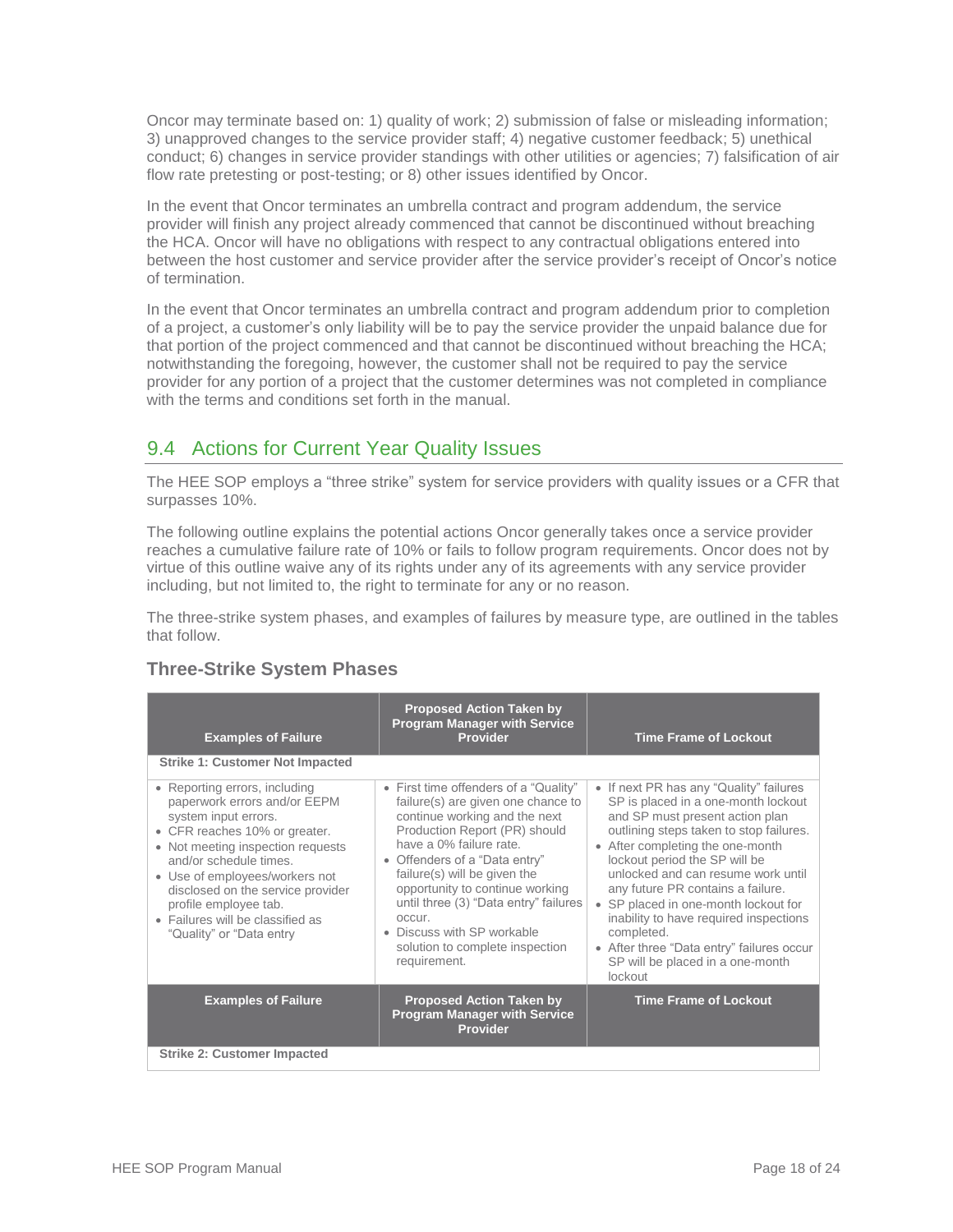Oncor may terminate based on: 1) quality of work; 2) submission of false or misleading information; 3) unapproved changes to the service provider staff; 4) negative customer feedback; 5) unethical conduct; 6) changes in service provider standings with other utilities or agencies; 7) falsification of air flow rate pretesting or post-testing; or 8) other issues identified by Oncor.

In the event that Oncor terminates an umbrella contract and program addendum, the service provider will finish any project already commenced that cannot be discontinued without breaching the HCA. Oncor will have no obligations with respect to any contractual obligations entered into between the host customer and service provider after the service provider's receipt of Oncor's notice of termination.

In the event that Oncor terminates an umbrella contract and program addendum prior to completion of a project, a customer's only liability will be to pay the service provider the unpaid balance due for that portion of the project commenced and that cannot be discontinued without breaching the HCA; notwithstanding the foregoing, however, the customer shall not be required to pay the service provider for any portion of a project that the customer determines was not completed in compliance with the terms and conditions set forth in the manual.

## 9.4 Actions for Current Year Quality Issues

The HEE SOP employs a "three strike" system for service providers with quality issues or a CFR that surpasses 10%.

The following outline explains the potential actions Oncor generally takes once a service provider reaches a cumulative failure rate of 10% or fails to follow program requirements. Oncor does not by virtue of this outline waive any of its rights under any of its agreements with any service provider including, but not limited to, the right to terminate for any or no reason.

The three-strike system phases, and examples of failures by measure type, are outlined in the tables that follow.

### Three-Strike System Phases

| Examples of Failure | Proposed Action Taken by Program Manager with Service Provider | Time Frame of Lockout |
|---|---|---|
| **Strike 1: Customer Not Impacted** | | |
| • Reporting errors, including paperwork errors and/or EEPM system input errors.<br>• CFR reaches 10% or greater.<br>• Not meeting inspection requests and/or schedule times.<br>• Use of employees/workers not disclosed on the service provider profile employee tab.<br>• Failures will be classified as "Quality" or "Data entry | • First time offenders of a "Quality" failure(s) are given one chance to continue working and the next Production Report (PR) should have a 0% failure rate.<br>• Offenders of a "Data entry" failure(s) will be given the opportunity to continue working until three (3) "Data entry" failures occur.<br>• Discuss with SP workable solution to complete inspection requirement. | • If next PR has any "Quality" failures SP is placed in a one-month lockout and SP must present action plan outlining steps taken to stop failures.<br>• After completing the one-month lockout period the SP will be unlocked and can resume work until any future PR contains a failure.<br>• SP placed in one-month lockout for inability to have required inspections completed.<br>• After three "Data entry" failures occur SP will be placed in a one-month lockout |
| **Examples of Failure** | **Proposed Action Taken by Program Manager with Service Provider** | **Time Frame of Lockout** |
| **Strike 2: Customer Impacted** | | |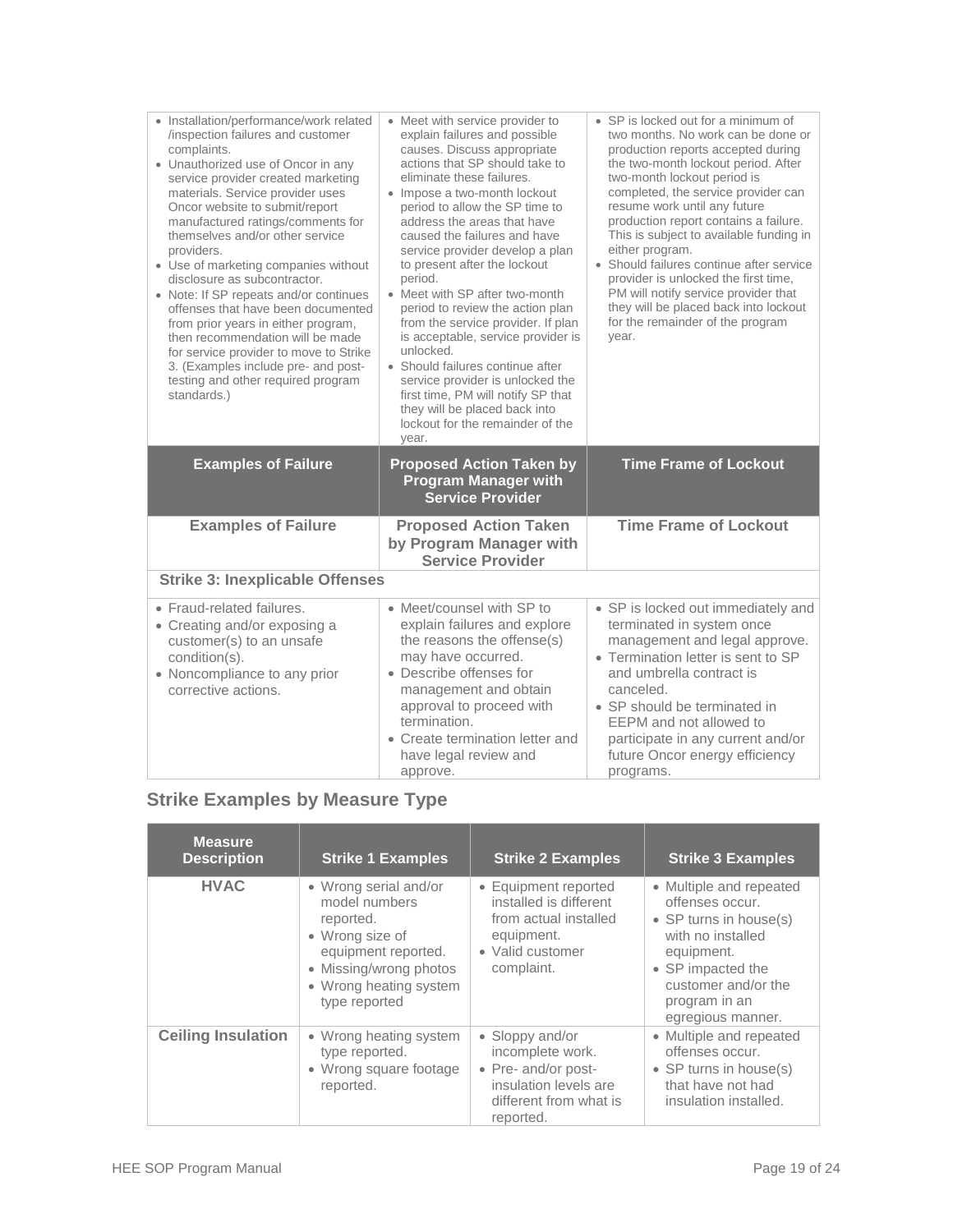| Examples of Failure | Proposed Action Taken by Program Manager with Service Provider | Time Frame of Lockout |
|---|---|---|
| • Installation/performance/work related /inspection failures and customer complaints.<br>• Unauthorized use of Oncor in any service provider created marketing materials. Service provider uses Oncor website to submit/report manufactured ratings/comments for themselves and/or other service providers.<br>• Use of marketing companies without disclosure as subcontractor.<br>• Note: If SP repeats and/or continues offenses that have been documented from prior years in either program, then recommendation will be made for service provider to move to Strike 3. (Examples include pre- and post-testing and other required program standards.) | • Meet with service provider to explain failures and possible causes. Discuss appropriate actions that SP should take to eliminate these failures.<br>• Impose a two-month lockout period to allow the SP time to address the areas that have caused the failures and have service provider develop a plan to present after the lockout period.<br>• Meet with SP after two-month period to review the action plan from the service provider. If plan is acceptable, service provider is unlocked.<br>• Should failures continue after service provider is unlocked the first time, PM will notify SP that they will be placed back into lockout for the remainder of the year. | • SP is locked out for a minimum of two months. No work can be done or production reports accepted during the two-month lockout period. After two-month lockout period is completed, the service provider can resume work until any future production report contains a failure. This is subject to available funding in either program.<br>• Should failures continue after service provider is unlocked the first time, PM will notify service provider that they will be placed back into lockout for the remainder of the program year. |

| Examples of Failure | Proposed Action Taken by Program Manager with Service Provider | Time Frame of Lockout |
|---|---|---|
| **Strike 3: Inexplicable Offenses** | | |
| • Fraud-related failures.<br>• Creating and/or exposing a customer(s) to an unsafe condition(s).<br>• Noncompliance to any prior corrective actions. | • Meet/counsel with SP to explain failures and explore the reasons the offense(s) may have occurred.<br>• Describe offenses for management and obtain approval to proceed with termination.<br>• Create termination letter and have legal review and approve. | • SP is locked out immediately and terminated in system once management and legal approve.<br>• Termination letter is sent to SP and umbrella contract is canceled.<br>• SP should be terminated in EEPM and not allowed to participate in any current and/or future Oncor energy efficiency programs. |

## Strike Examples by Measure Type

| Measure Description | Strike 1 Examples | Strike 2 Examples | Strike 3 Examples |
|---|---|---|---|
| **HVAC** | • Wrong serial and/or model numbers reported.<br>• Wrong size of equipment reported.<br>• Missing/wrong photos<br>• Wrong heating system type reported | • Equipment reported installed is different from actual installed equipment.<br>• Valid customer complaint. | • Multiple and repeated offenses occur.<br>• SP turns in house(s) with no installed equipment.<br>• SP impacted the customer and/or the program in an egregious manner. |
| **Ceiling Insulation** | • Wrong heating system type reported.<br>• Wrong square footage reported. | • Sloppy and/or incomplete work.<br>• Pre- and/or post-insulation levels are different from what is reported. | • Multiple and repeated offenses occur.<br>• SP turns in house(s) that have not had insulation installed. |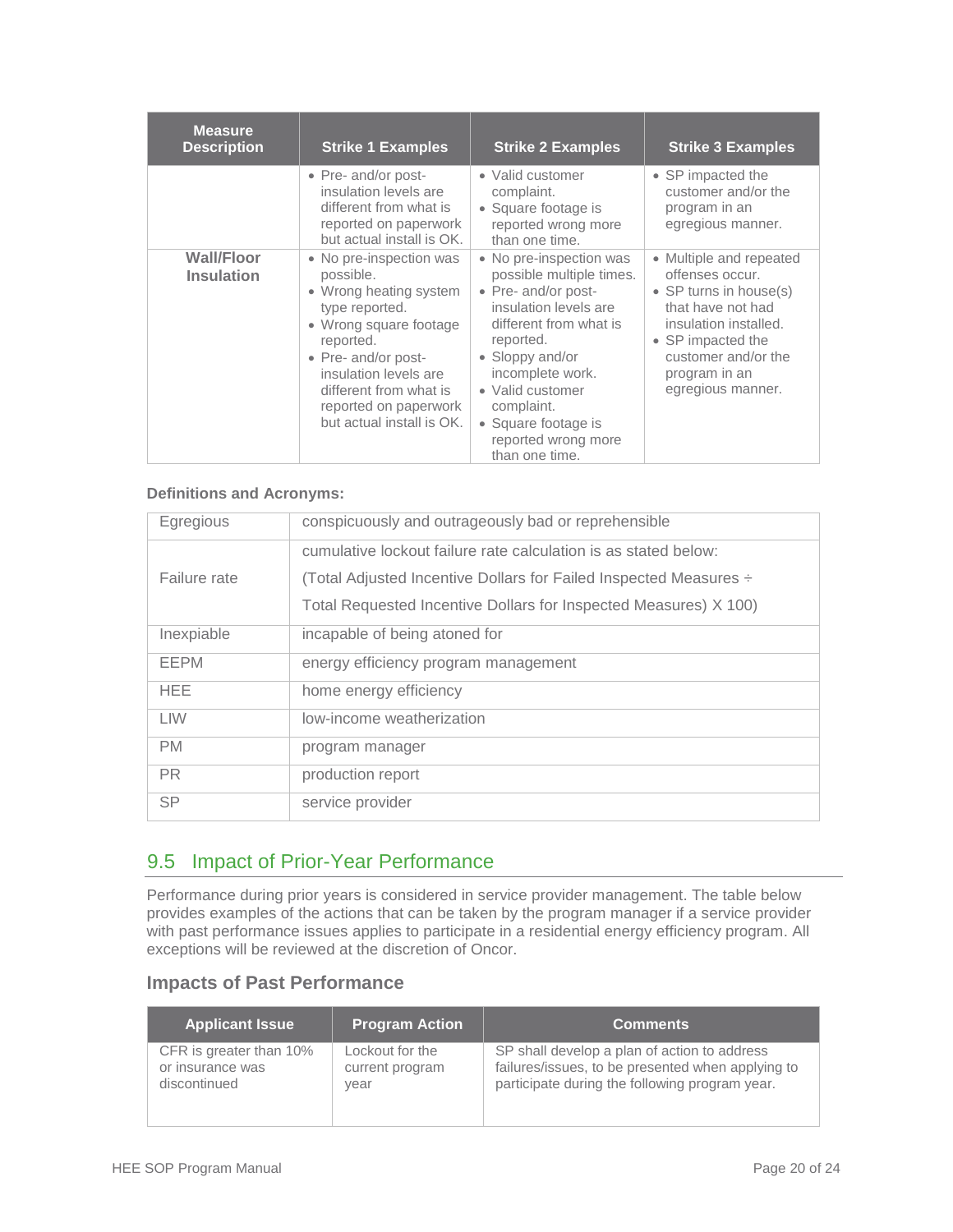| Measure Description | Strike 1 Examples | Strike 2 Examples | Strike 3 Examples |
|---|---|---|---|
| | • Pre- and/or post-insulation levels are different from what is reported on paperwork but actual install is OK. | • Valid customer complaint.<br>• Square footage is reported wrong more than one time. | • SP impacted the customer and/or the program in an egregious manner. |
| **Wall/Floor Insulation** | • No pre-inspection was possible.<br>• Wrong heating system type reported.<br>• Wrong square footage reported.<br>• Pre- and/or post-insulation levels are different from what is reported on paperwork but actual install is OK. | • No pre-inspection was possible multiple times.<br>• Pre- and/or post-insulation levels are different from what is reported.<br>• Sloppy and/or incomplete work.<br>• Valid customer complaint.<br>• Square footage is reported wrong more than one time. | • Multiple and repeated offenses occur.<br>• SP turns in house(s) that have not had insulation installed.<br>• SP impacted the customer and/or the program in an egregious manner. |

**Definitions and Acronyms:**

| Term | Definition |
|---|---|
| Egregious | conspicuously and outrageously bad or reprehensible |
| Failure rate | cumulative lockout failure rate calculation is as stated below:<br>(Total Adjusted Incentive Dollars for Failed Inspected Measures ÷<br>Total Requested Incentive Dollars for Inspected Measures) X 100) |
| Inexpiable | incapable of being atoned for |
| EEPM | energy efficiency program management |
| HEE | home energy efficiency |
| LIW | low-income weatherization |
| PM | program manager |
| PR | production report |
| SP | service provider |

## 9.5 Impact of Prior-Year Performance

Performance during prior years is considered in service provider management. The table below provides examples of the actions that can be taken by the program manager if a service provider with past performance issues applies to participate in a residential energy efficiency program. All exceptions will be reviewed at the discretion of Oncor.

### Impacts of Past Performance

| Applicant Issue | Program Action | Comments |
|---|---|---|
| CFR is greater than 10% or insurance was discontinued | Lockout for the current program year | SP shall develop a plan of action to address failures/issues, to be presented when applying to participate during the following program year. |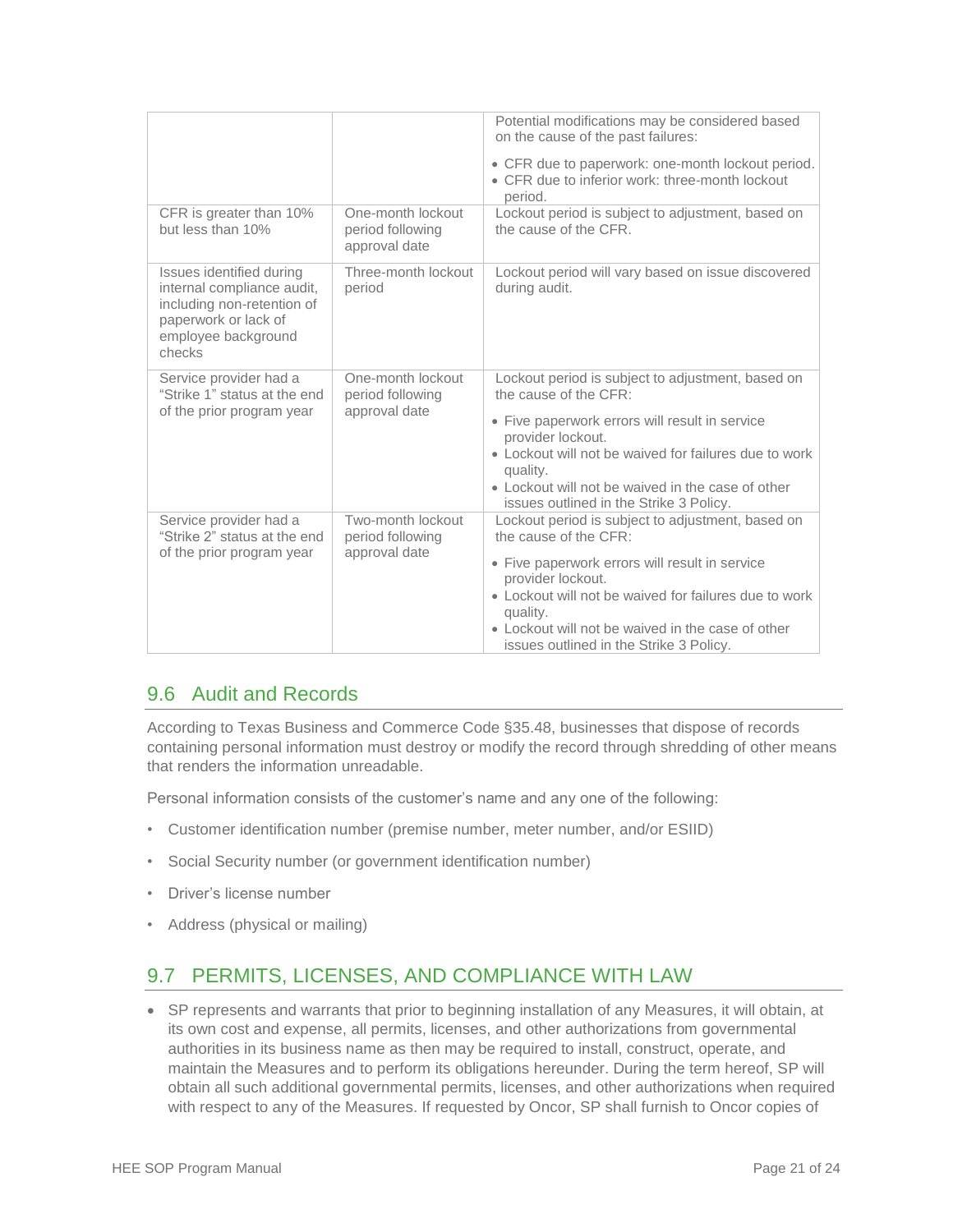| | | |
|---|---|---|
| | | Potential modifications may be considered based on the cause of the past failures:<br>• CFR due to paperwork: one-month lockout period.<br>• CFR due to inferior work: three-month lockout period. |
| CFR is greater than 10% but less than 10% | One-month lockout period following approval date | Lockout period is subject to adjustment, based on the cause of the CFR. |
| Issues identified during internal compliance audit, including non-retention of paperwork or lack of employee background checks | Three-month lockout period | Lockout period will vary based on issue discovered during audit. |
| Service provider had a "Strike 1" status at the end of the prior program year | One-month lockout period following approval date | Lockout period is subject to adjustment, based on the cause of the CFR:<br>• Five paperwork errors will result in service provider lockout.<br>• Lockout will not be waived for failures due to work quality.<br>• Lockout will not be waived in the case of other issues outlined in the Strike 3 Policy. |
| Service provider had a "Strike 2" status at the end of the prior program year | Two-month lockout period following approval date | Lockout period is subject to adjustment, based on the cause of the CFR:<br>• Five paperwork errors will result in service provider lockout.<br>• Lockout will not be waived for failures due to work quality.<br>• Lockout will not be waived in the case of other issues outlined in the Strike 3 Policy. |

## 9.6 Audit and Records

According to Texas Business and Commerce Code §35.48, businesses that dispose of records containing personal information must destroy or modify the record through shredding of other means that renders the information unreadable.

Personal information consists of the customer's name and any one of the following:

- Customer identification number (premise number, meter number, and/or ESIID)
- Social Security number (or government identification number)
- Driver's license number
- Address (physical or mailing)

## 9.7 PERMITS, LICENSES, AND COMPLIANCE WITH LAW

- SP represents and warrants that prior to beginning installation of any Measures, it will obtain, at its own cost and expense, all permits, licenses, and other authorizations from governmental authorities in its business name as then may be required to install, construct, operate, and maintain the Measures and to perform its obligations hereunder. During the term hereof, SP will obtain all such additional governmental permits, licenses, and other authorizations when required with respect to any of the Measures. If requested by Oncor, SP shall furnish to Oncor copies of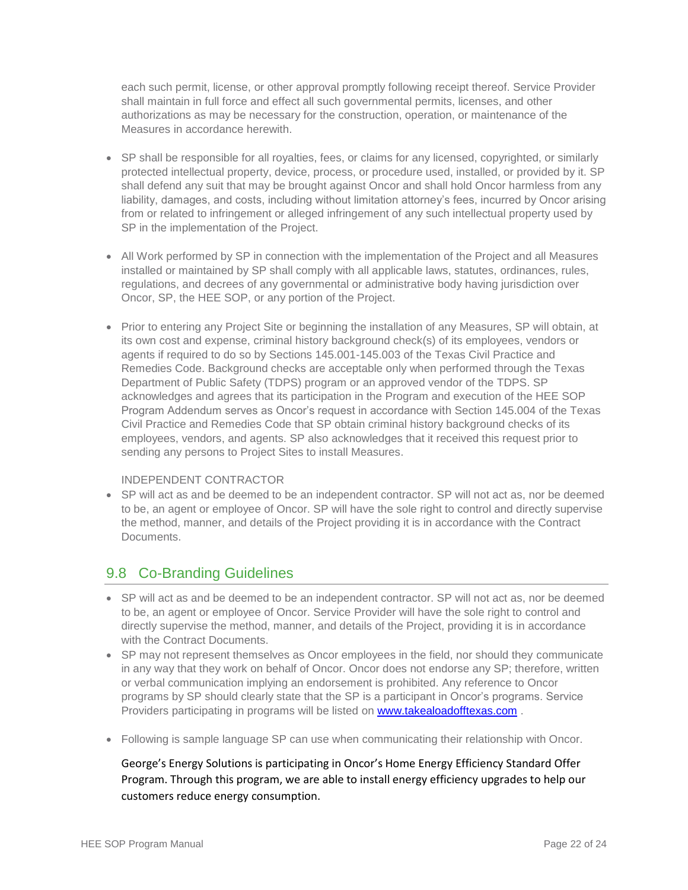each such permit, license, or other approval promptly following receipt thereof. Service Provider shall maintain in full force and effect all such governmental permits, licenses, and other authorizations as may be necessary for the construction, operation, or maintenance of the Measures in accordance herewith.

- SP shall be responsible for all royalties, fees, or claims for any licensed, copyrighted, or similarly protected intellectual property, device, process, or procedure used, installed, or provided by it. SP shall defend any suit that may be brought against Oncor and shall hold Oncor harmless from any liability, damages, and costs, including without limitation attorney's fees, incurred by Oncor arising from or related to infringement or alleged infringement of any such intellectual property used by SP in the implementation of the Project.

- All Work performed by SP in connection with the implementation of the Project and all Measures installed or maintained by SP shall comply with all applicable laws, statutes, ordinances, rules, regulations, and decrees of any governmental or administrative body having jurisdiction over Oncor, SP, the HEE SOP, or any portion of the Project.

- Prior to entering any Project Site or beginning the installation of any Measures, SP will obtain, at its own cost and expense, criminal history background check(s) of its employees, vendors or agents if required to do so by Sections 145.001-145.003 of the Texas Civil Practice and Remedies Code. Background checks are acceptable only when performed through the Texas Department of Public Safety (TDPS) program or an approved vendor of the TDPS. SP acknowledges and agrees that its participation in the Program and execution of the HEE SOP Program Addendum serves as Oncor's request in accordance with Section 145.004 of the Texas Civil Practice and Remedies Code that SP obtain criminal history background checks of its employees, vendors, and agents. SP also acknowledges that it received this request prior to sending any persons to Project Sites to install Measures.

INDEPENDENT CONTRACTOR

- SP will act as and be deemed to be an independent contractor. SP will not act as, nor be deemed to be, an agent or employee of Oncor. SP will have the sole right to control and directly supervise the method, manner, and details of the Project providing it is in accordance with the Contract Documents.

## 9.8 Co-Branding Guidelines

- SP will act as and be deemed to be an independent contractor. SP will not act as, nor be deemed to be, an agent or employee of Oncor. Service Provider will have the sole right to control and directly supervise the method, manner, and details of the Project, providing it is in accordance with the Contract Documents.
- SP may not represent themselves as Oncor employees in the field, nor should they communicate in any way that they work on behalf of Oncor. Oncor does not endorse any SP; therefore, written or verbal communication implying an endorsement is prohibited. Any reference to Oncor programs by SP should clearly state that the SP is a participant in Oncor's programs. Service Providers participating in programs will be listed on [www.takealoadofftexas.com](http://www.takealoadofftexas.com) .

- Following is sample language SP can use when communicating their relationship with Oncor.

George's Energy Solutions is participating in Oncor's Home Energy Efficiency Standard Offer Program. Through this program, we are able to install energy efficiency upgrades to help our customers reduce energy consumption.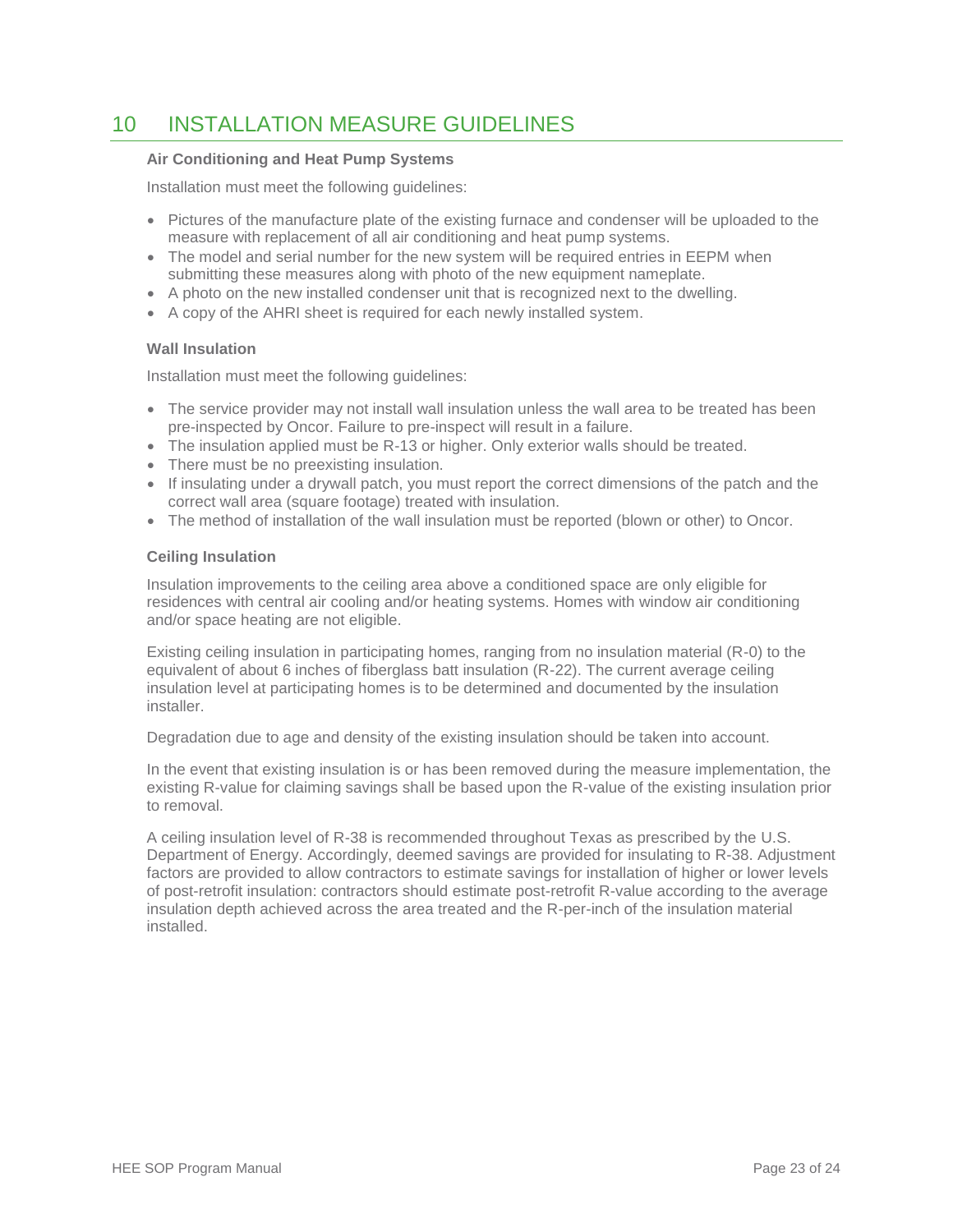# 10 INSTALLATION MEASURE GUIDELINES

**Air Conditioning and Heat Pump Systems**

Installation must meet the following guidelines:

- Pictures of the manufacture plate of the existing furnace and condenser will be uploaded to the measure with replacement of all air conditioning and heat pump systems.
- The model and serial number for the new system will be required entries in EEPM when submitting these measures along with photo of the new equipment nameplate.
- A photo on the new installed condenser unit that is recognized next to the dwelling.
- A copy of the AHRI sheet is required for each newly installed system.

**Wall Insulation**

Installation must meet the following guidelines:

- The service provider may not install wall insulation unless the wall area to be treated has been pre-inspected by Oncor. Failure to pre-inspect will result in a failure.
- The insulation applied must be R-13 or higher. Only exterior walls should be treated.
- There must be no preexisting insulation.
- If insulating under a drywall patch, you must report the correct dimensions of the patch and the correct wall area (square footage) treated with insulation.
- The method of installation of the wall insulation must be reported (blown or other) to Oncor.

**Ceiling Insulation**

Insulation improvements to the ceiling area above a conditioned space are only eligible for residences with central air cooling and/or heating systems. Homes with window air conditioning and/or space heating are not eligible.

Existing ceiling insulation in participating homes, ranging from no insulation material (R-0) to the equivalent of about 6 inches of fiberglass batt insulation (R-22). The current average ceiling insulation level at participating homes is to be determined and documented by the insulation installer.

Degradation due to age and density of the existing insulation should be taken into account.

In the event that existing insulation is or has been removed during the measure implementation, the existing R-value for claiming savings shall be based upon the R-value of the existing insulation prior to removal.

A ceiling insulation level of R-38 is recommended throughout Texas as prescribed by the U.S. Department of Energy. Accordingly, deemed savings are provided for insulating to R-38. Adjustment factors are provided to allow contractors to estimate savings for installation of higher or lower levels of post-retrofit insulation: contractors should estimate post-retrofit R-value according to the average insulation depth achieved across the area treated and the R-per-inch of the insulation material installed.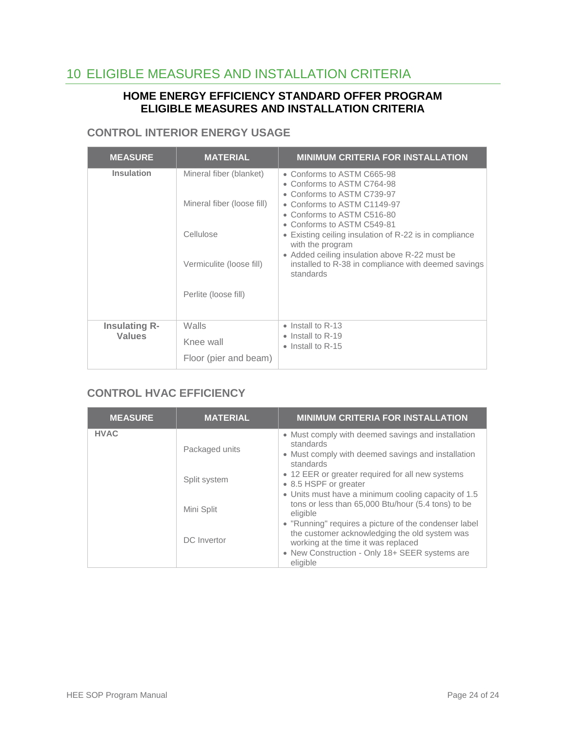# 10 ELIGIBLE MEASURES AND INSTALLATION CRITERIA

**HOME ENERGY EFFICIENCY STANDARD OFFER PROGRAM
ELIGIBLE MEASURES AND INSTALLATION CRITERIA**

### CONTROL INTERIOR ENERGY USAGE

| MEASURE | MATERIAL | MINIMUM CRITERIA FOR INSTALLATION |
|---|---|---|
| **Insulation** | Mineral fiber (blanket)<br><br>Mineral fiber (loose fill)<br><br>Cellulose<br><br>Vermiculite (loose fill)<br><br>Perlite (loose fill) | • Conforms to ASTM C665-98<br>• Conforms to ASTM C764-98<br>• Conforms to ASTM C739-97<br>• Conforms to ASTM C1149-97<br>• Conforms to ASTM C516-80<br>• Conforms to ASTM C549-81<br>• Existing ceiling insulation of R-22 is in compliance with the program<br>• Added ceiling insulation above R-22 must be installed to R-38 in compliance with deemed savings standards |
| **Insulating R-Values** | Walls<br>Knee wall<br>Floor (pier and beam) | • Install to R-13<br>• Install to R-19<br>• Install to R-15 |

### CONTROL HVAC EFFICIENCY

| MEASURE | MATERIAL | MINIMUM CRITERIA FOR INSTALLATION |
|---|---|---|
| **HVAC** | Packaged units<br><br>Split system<br><br>Mini Split<br><br>DC Invertor | • Must comply with deemed savings and installation standards<br>• Must comply with deemed savings and installation standards<br>• 12 EER or greater required for all new systems<br>• 8.5 HSPF or greater<br>• Units must have a minimum cooling capacity of 1.5 tons or less than 65,000 Btu/hour (5.4 tons) to be eligible<br>• "Running" requires a picture of the condenser label the customer acknowledging the old system was working at the time it was replaced<br>• New Construction - Only 18+ SEER systems are eligible |